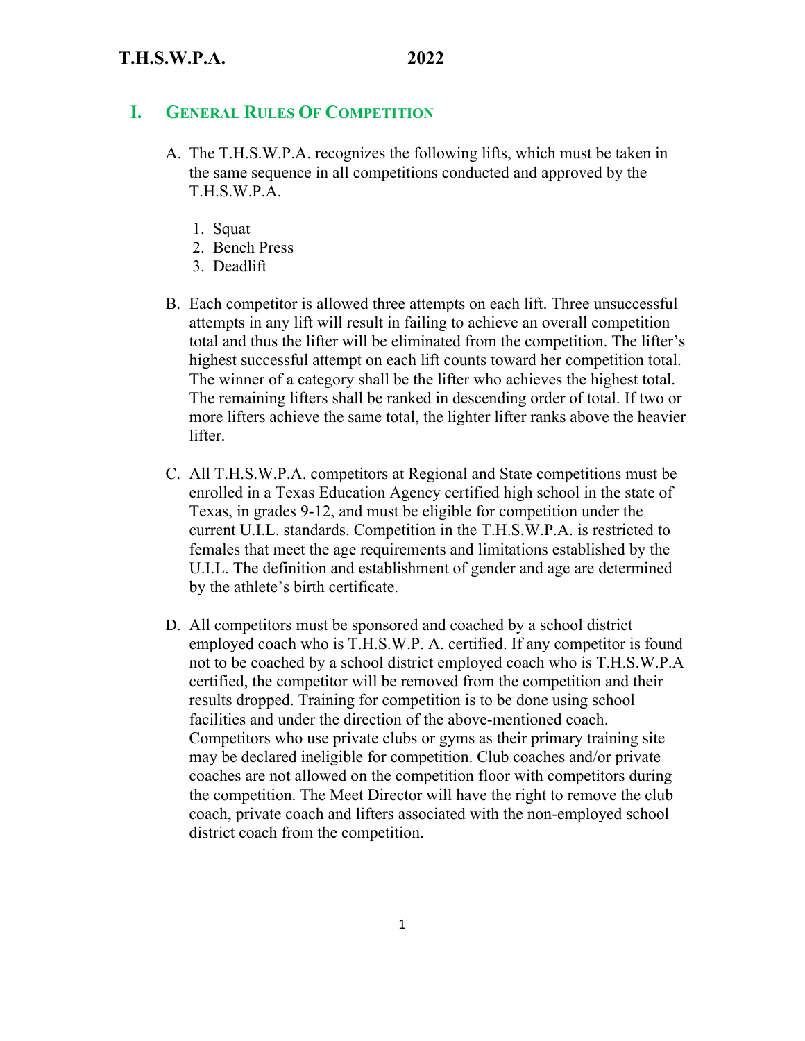## I. General Rules Of Competition

A. The T.H.S.W.P.A. recognizes the following lifts, which must be taken in the same sequence in all competitions conducted and approved by the T.H.S.W.P.A.

   1. Squat
   2. Bench Press
   3. Deadlift

B. Each competitor is allowed three attempts on each lift. Three unsuccessful attempts in any lift will result in failing to achieve an overall competition total and thus the lifter will be eliminated from the competition. The lifter's highest successful attempt on each lift counts toward her competition total. The winner of a category shall be the lifter who achieves the highest total. The remaining lifters shall be ranked in descending order of total. If two or more lifters achieve the same total, the lighter lifter ranks above the heavier lifter.

C. All T.H.S.W.P.A. competitors at Regional and State competitions must be enrolled in a Texas Education Agency certified high school in the state of Texas, in grades 9-12, and must be eligible for competition under the current U.I.L. standards. Competition in the T.H.S.W.P.A. is restricted to females that meet the age requirements and limitations established by the U.I.L. The definition and establishment of gender and age are determined by the athlete's birth certificate.

D. All competitors must be sponsored and coached by a school district employed coach who is T.H.S.W.P. A. certified. If any competitor is found not to be coached by a school district employed coach who is T.H.S.W.P.A certified, the competitor will be removed from the competition and their results dropped. Training for competition is to be done using school facilities and under the direction of the above-mentioned coach. Competitors who use private clubs or gyms as their primary training site may be declared ineligible for competition. Club coaches and/or private coaches are not allowed on the competition floor with competitors during the competition. The Meet Director will have the right to remove the club coach, private coach and lifters associated with the non-employed school district coach from the competition.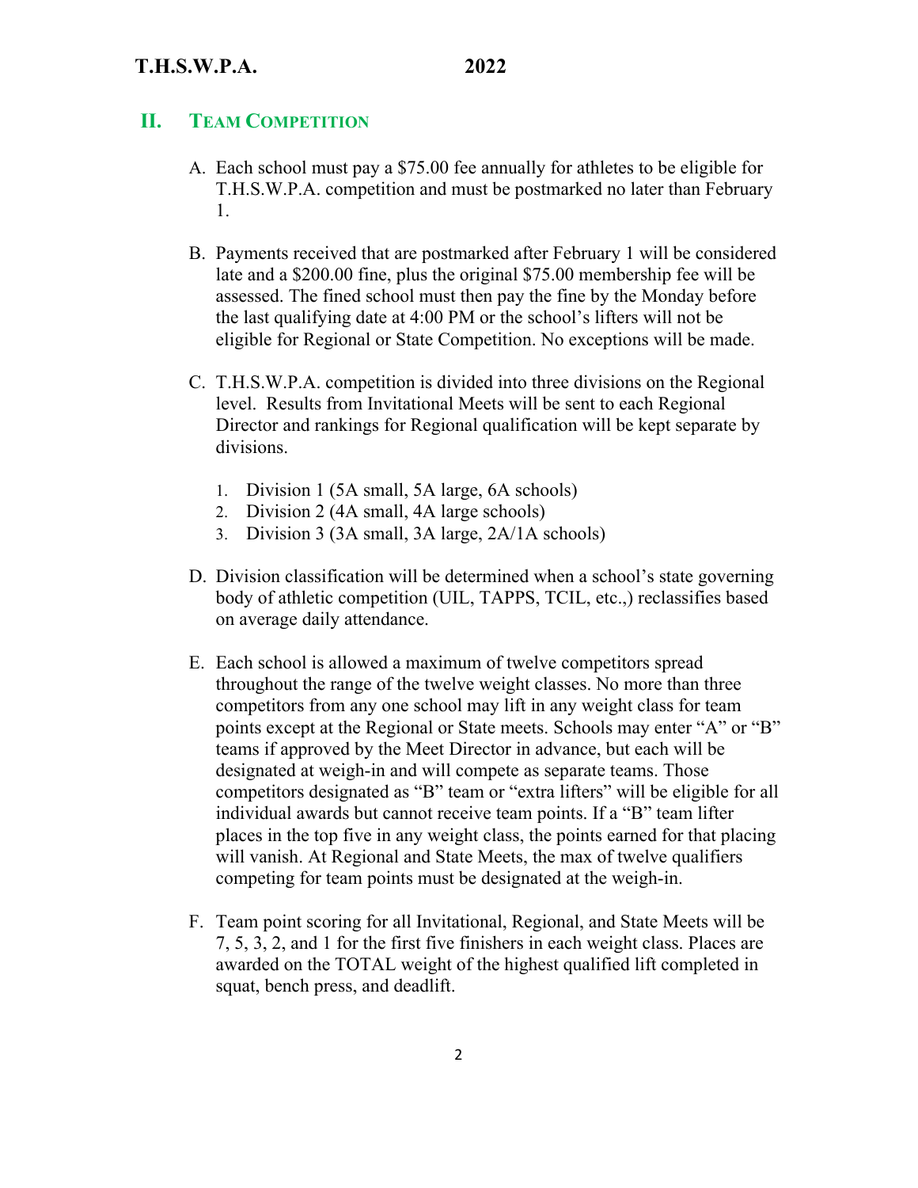## II. Team Competition

A. Each school must pay a $75.00 fee annually for athletes to be eligible for T.H.S.W.P.A. competition and must be postmarked no later than February 1.

B. Payments received that are postmarked after February 1 will be considered late and a $200.00 fine, plus the original $75.00 membership fee will be assessed. The fined school must then pay the fine by the Monday before the last qualifying date at 4:00 PM or the school's lifters will not be eligible for Regional or State Competition. No exceptions will be made.

C. T.H.S.W.P.A. competition is divided into three divisions on the Regional level. Results from Invitational Meets will be sent to each Regional Director and rankings for Regional qualification will be kept separate by divisions.

   1. Division 1 (5A small, 5A large, 6A schools)
   2. Division 2 (4A small, 4A large schools)
   3. Division 3 (3A small, 3A large, 2A/1A schools)

D. Division classification will be determined when a school's state governing body of athletic competition (UIL, TAPPS, TCIL, etc.,) reclassifies based on average daily attendance.

E. Each school is allowed a maximum of twelve competitors spread throughout the range of the twelve weight classes. No more than three competitors from any one school may lift in any weight class for team points except at the Regional or State meets. Schools may enter "A" or "B" teams if approved by the Meet Director in advance, but each will be designated at weigh-in and will compete as separate teams. Those competitors designated as "B" team or "extra lifters" will be eligible for all individual awards but cannot receive team points. If a "B" team lifter places in the top five in any weight class, the points earned for that placing will vanish. At Regional and State Meets, the max of twelve qualifiers competing for team points must be designated at the weigh-in.

F. Team point scoring for all Invitational, Regional, and State Meets will be 7, 5, 3, 2, and 1 for the first five finishers in each weight class. Places are awarded on the TOTAL weight of the highest qualified lift completed in squat, bench press, and deadlift.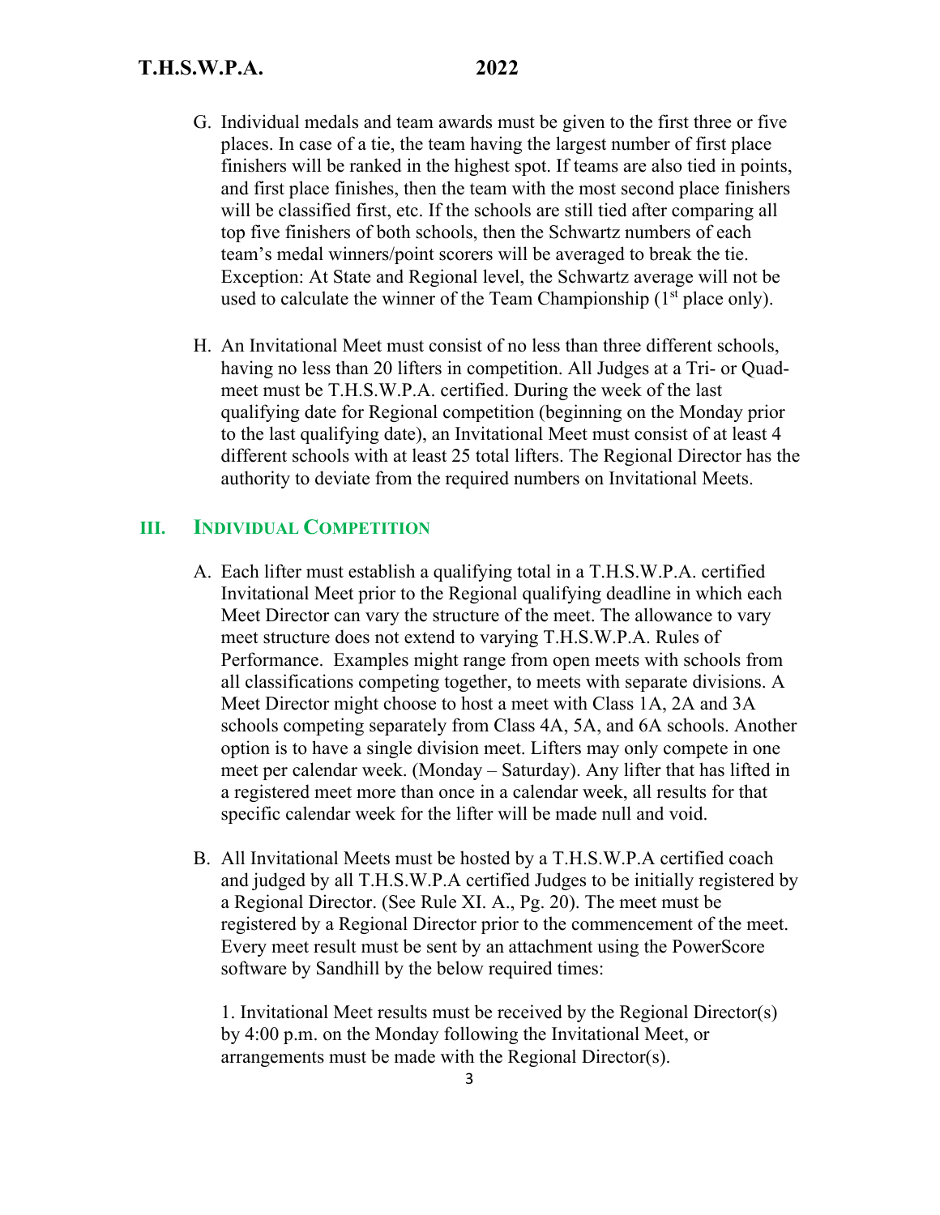G. Individual medals and team awards must be given to the first three or five places. In case of a tie, the team having the largest number of first place finishers will be ranked in the highest spot. If teams are also tied in points, and first place finishes, then the team with the most second place finishers will be classified first, etc. If the schools are still tied after comparing all top five finishers of both schools, then the Schwartz numbers of each team's medal winners/point scorers will be averaged to break the tie. Exception: At State and Regional level, the Schwartz average will not be used to calculate the winner of the Team Championship (1st place only).

H. An Invitational Meet must consist of no less than three different schools, having no less than 20 lifters in competition. All Judges at a Tri- or Quad-meet must be T.H.S.W.P.A. certified. During the week of the last qualifying date for Regional competition (beginning on the Monday prior to the last qualifying date), an Invitational Meet must consist of at least 4 different schools with at least 25 total lifters. The Regional Director has the authority to deviate from the required numbers on Invitational Meets.

## III. Individual Competition

A. Each lifter must establish a qualifying total in a T.H.S.W.P.A. certified Invitational Meet prior to the Regional qualifying deadline in which each Meet Director can vary the structure of the meet. The allowance to vary meet structure does not extend to varying T.H.S.W.P.A. Rules of Performance. Examples might range from open meets with schools from all classifications competing together, to meets with separate divisions. A Meet Director might choose to host a meet with Class 1A, 2A and 3A schools competing separately from Class 4A, 5A, and 6A schools. Another option is to have a single division meet. Lifters may only compete in one meet per calendar week. (Monday – Saturday). Any lifter that has lifted in a registered meet more than once in a calendar week, all results for that specific calendar week for the lifter will be made null and void.

B. All Invitational Meets must be hosted by a T.H.S.W.P.A certified coach and judged by all T.H.S.W.P.A certified Judges to be initially registered by a Regional Director. (See Rule XI. A., Pg. 20). The meet must be registered by a Regional Director prior to the commencement of the meet. Every meet result must be sent by an attachment using the PowerScore software by Sandhill by the below required times:

1. Invitational Meet results must be received by the Regional Director(s) by 4:00 p.m. on the Monday following the Invitational Meet, or arrangements must be made with the Regional Director(s).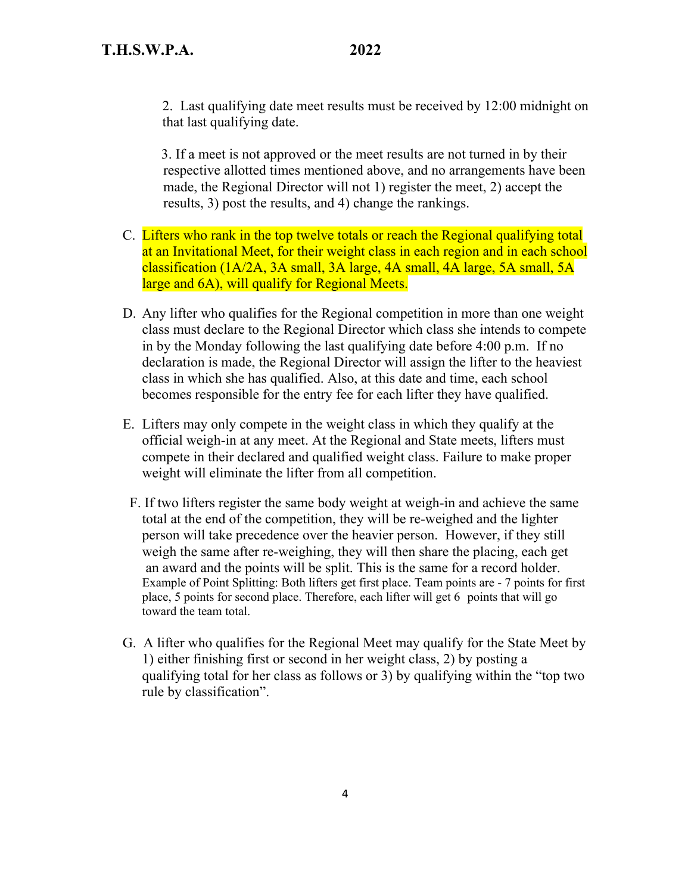2. Last qualifying date meet results must be received by 12:00 midnight on that last qualifying date.

3. If a meet is not approved or the meet results are not turned in by their respective allotted times mentioned above, and no arrangements have been made, the Regional Director will not 1) register the meet, 2) accept the results, 3) post the results, and 4) change the rankings.

C. Lifters who rank in the top twelve totals or reach the Regional qualifying total at an Invitational Meet, for their weight class in each region and in each school classification (1A/2A, 3A small, 3A large, 4A small, 4A large, 5A small, 5A large and 6A), will qualify for Regional Meets.

D. Any lifter who qualifies for the Regional competition in more than one weight class must declare to the Regional Director which class she intends to compete in by the Monday following the last qualifying date before 4:00 p.m. If no declaration is made, the Regional Director will assign the lifter to the heaviest class in which she has qualified. Also, at this date and time, each school becomes responsible for the entry fee for each lifter they have qualified.

E. Lifters may only compete in the weight class in which they qualify at the official weigh-in at any meet. At the Regional and State meets, lifters must compete in their declared and qualified weight class. Failure to make proper weight will eliminate the lifter from all competition.

F. If two lifters register the same body weight at weigh-in and achieve the same total at the end of the competition, they will be re-weighed and the lighter person will take precedence over the heavier person. However, if they still weigh the same after re-weighing, they will then share the placing, each get an award and the points will be split. This is the same for a record holder. Example of Point Splitting: Both lifters get first place. Team points are - 7 points for first place, 5 points for second place. Therefore, each lifter will get 6 points that will go toward the team total.

G. A lifter who qualifies for the Regional Meet may qualify for the State Meet by 1) either finishing first or second in her weight class, 2) by posting a qualifying total for her class as follows or 3) by qualifying within the "top two rule by classification".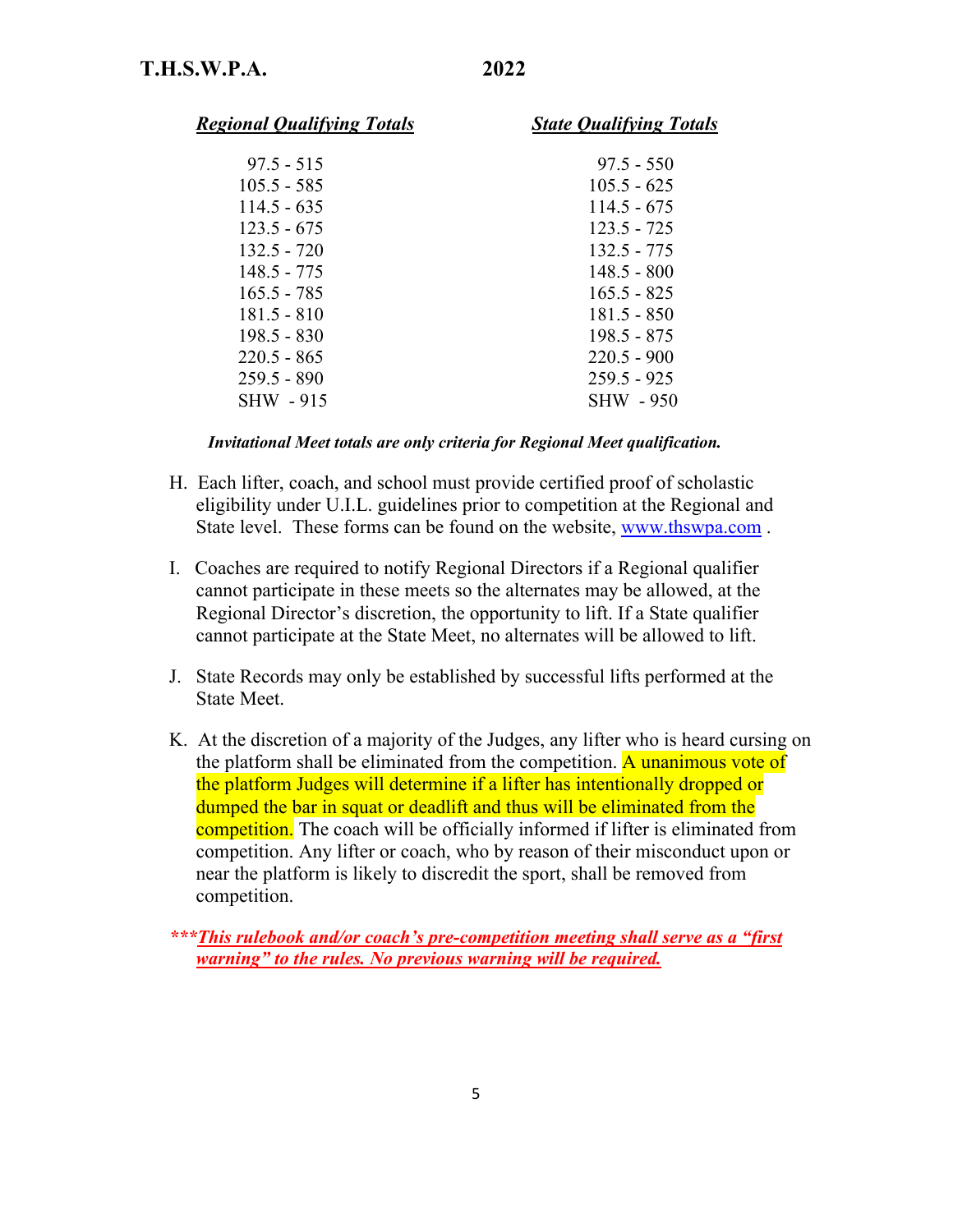| ***Regional Qualifying Totals*** | ***State Qualifying Totals*** |
|---|---|
| 97.5 - 515 | 97.5 - 550 |
| 105.5 - 585 | 105.5 - 625 |
| 114.5 - 635 | 114.5 - 675 |
| 123.5 - 675 | 123.5 - 725 |
| 132.5 - 720 | 132.5 - 775 |
| 148.5 - 775 | 148.5 - 800 |
| 165.5 - 785 | 165.5 - 825 |
| 181.5 - 810 | 181.5 - 850 |
| 198.5 - 830 | 198.5 - 875 |
| 220.5 - 865 | 220.5 - 900 |
| 259.5 - 890 | 259.5 - 925 |
| SHW - 915 | SHW - 950 |

***Invitational Meet totals are only criteria for Regional Meet qualification.***

H. Each lifter, coach, and school must provide certified proof of scholastic eligibility under U.I.L. guidelines prior to competition at the Regional and State level. These forms can be found on the website, www.thswpa.com .

I. Coaches are required to notify Regional Directors if a Regional qualifier cannot participate in these meets so the alternates may be allowed, at the Regional Director's discretion, the opportunity to lift. If a State qualifier cannot participate at the State Meet, no alternates will be allowed to lift.

J. State Records may only be established by successful lifts performed at the State Meet.

K. At the discretion of a majority of the Judges, any lifter who is heard cursing on the platform shall be eliminated from the competition. A unanimous vote of the platform Judges will determine if a lifter has intentionally dropped or dumped the bar in squat or deadlift and thus will be eliminated from the competition. The coach will be officially informed if lifter is eliminated from competition. Any lifter or coach, who by reason of their misconduct upon or near the platform is likely to discredit the sport, shall be removed from competition.

****\*This rulebook and/or coach's pre-competition meeting shall serve as a "first warning" to the rules. No previous warning will be required.***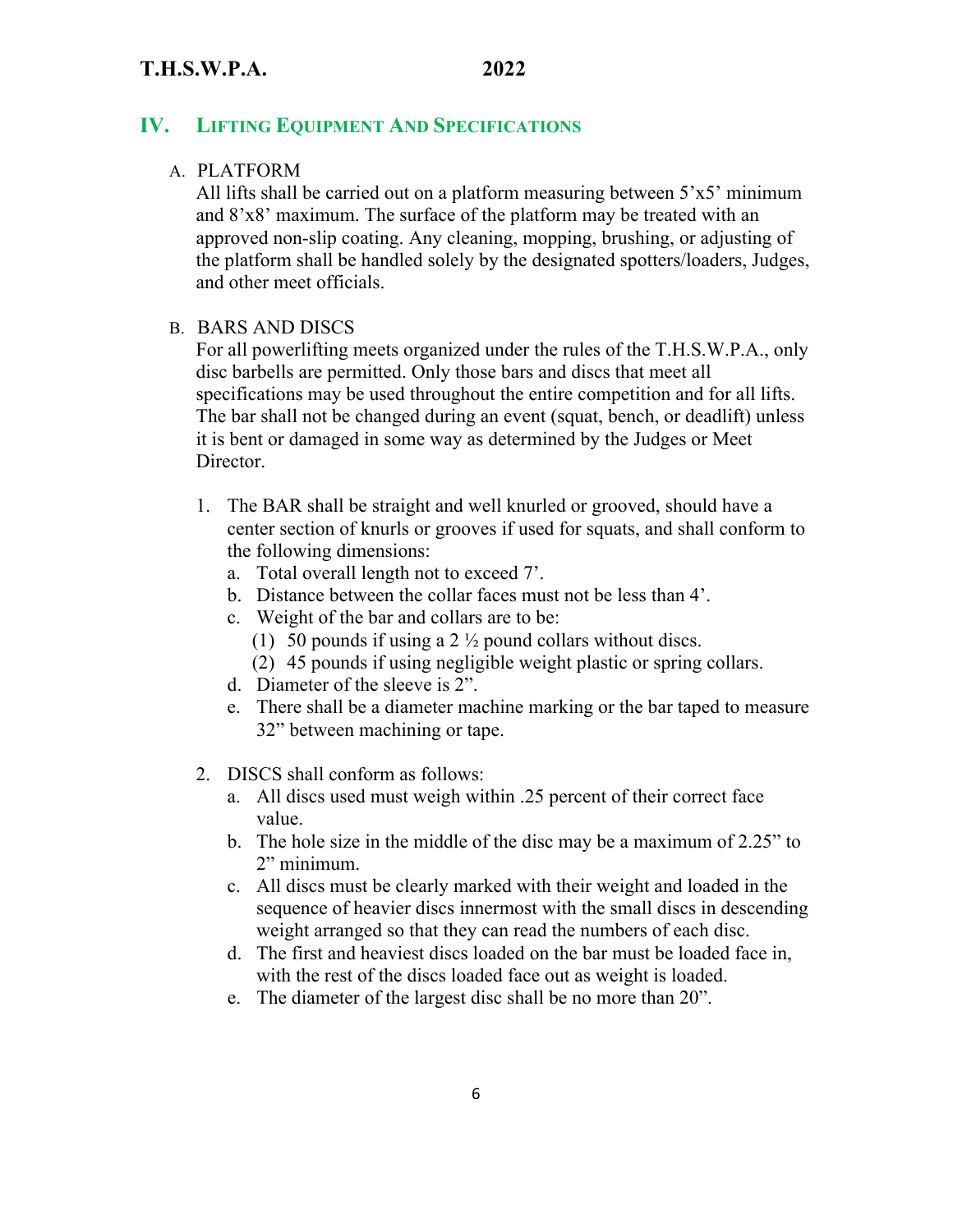## IV. Lifting Equipment And Specifications

A. PLATFORM

All lifts shall be carried out on a platform measuring between 5'x5' minimum and 8'x8' maximum. The surface of the platform may be treated with an approved non-slip coating. Any cleaning, mopping, brushing, or adjusting of the platform shall be handled solely by the designated spotters/loaders, Judges, and other meet officials.

B. BARS AND DISCS

For all powerlifting meets organized under the rules of the T.H.S.W.P.A., only disc barbells are permitted. Only those bars and discs that meet all specifications may be used throughout the entire competition and for all lifts. The bar shall not be changed during an event (squat, bench, or deadlift) unless it is bent or damaged in some way as determined by the Judges or Meet Director.

1. The BAR shall be straight and well knurled or grooved, should have a center section of knurls or grooves if used for squats, and shall conform to the following dimensions:
   a. Total overall length not to exceed 7'.
   b. Distance between the collar faces must not be less than 4'.
   c. Weight of the bar and collars are to be:
      (1) 50 pounds if using a 2 ½ pound collars without discs.
      (2) 45 pounds if using negligible weight plastic or spring collars.
   d. Diameter of the sleeve is 2".
   e. There shall be a diameter machine marking or the bar taped to measure 32" between machining or tape.

2. DISCS shall conform as follows:
   a. All discs used must weigh within .25 percent of their correct face value.
   b. The hole size in the middle of the disc may be a maximum of 2.25" to 2" minimum.
   c. All discs must be clearly marked with their weight and loaded in the sequence of heavier discs innermost with the small discs in descending weight arranged so that they can read the numbers of each disc.
   d. The first and heaviest discs loaded on the bar must be loaded face in, with the rest of the discs loaded face out as weight is loaded.
   e. The diameter of the largest disc shall be no more than 20".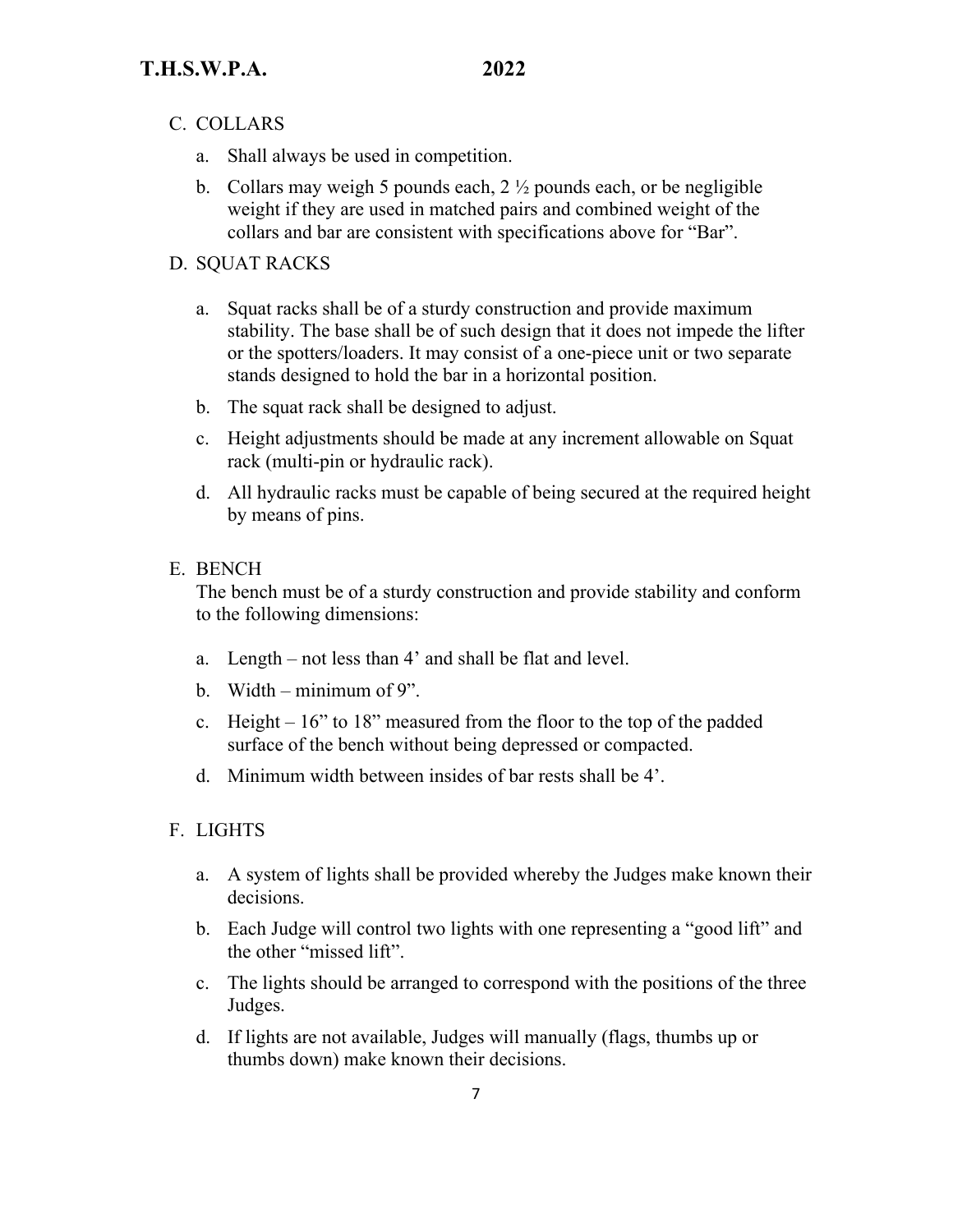C. COLLARS

a. Shall always be used in competition.

b. Collars may weigh 5 pounds each, 2 ½ pounds each, or be negligible weight if they are used in matched pairs and combined weight of the collars and bar are consistent with specifications above for "Bar".

D. SQUAT RACKS

a. Squat racks shall be of a sturdy construction and provide maximum stability. The base shall be of such design that it does not impede the lifter or the spotters/loaders. It may consist of a one-piece unit or two separate stands designed to hold the bar in a horizontal position.

b. The squat rack shall be designed to adjust.

c. Height adjustments should be made at any increment allowable on Squat rack (multi-pin or hydraulic rack).

d. All hydraulic racks must be capable of being secured at the required height by means of pins.

E. BENCH

The bench must be of a sturdy construction and provide stability and conform to the following dimensions:

a. Length – not less than 4' and shall be flat and level.

b. Width – minimum of 9".

c. Height – 16" to 18" measured from the floor to the top of the padded surface of the bench without being depressed or compacted.

d. Minimum width between insides of bar rests shall be 4'.

F. LIGHTS

a. A system of lights shall be provided whereby the Judges make known their decisions.

b. Each Judge will control two lights with one representing a "good lift" and the other "missed lift".

c. The lights should be arranged to correspond with the positions of the three Judges.

d. If lights are not available, Judges will manually (flags, thumbs up or thumbs down) make known their decisions.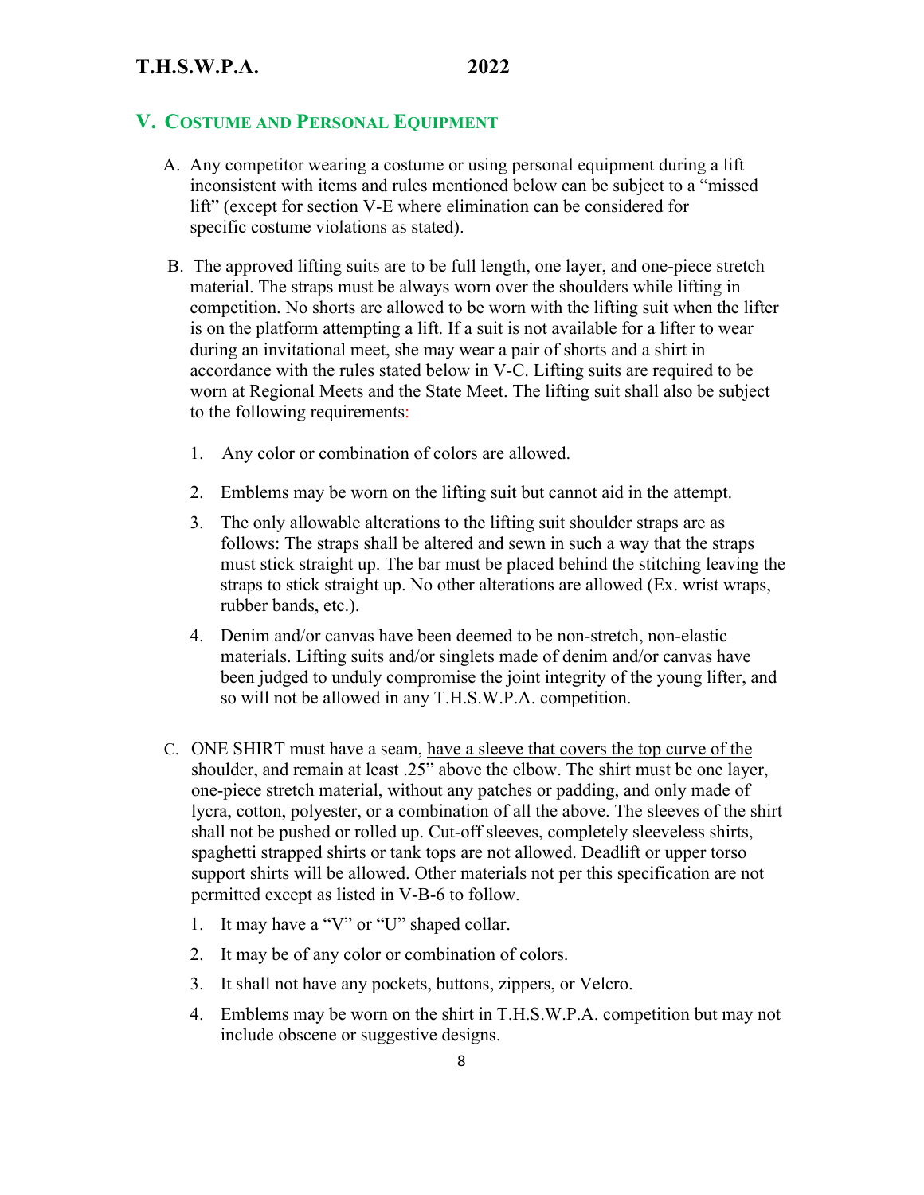## V. Costume and Personal Equipment

A. Any competitor wearing a costume or using personal equipment during a lift inconsistent with items and rules mentioned below can be subject to a "missed lift" (except for section V-E where elimination can be considered for specific costume violations as stated).

B. The approved lifting suits are to be full length, one layer, and one-piece stretch material. The straps must be always worn over the shoulders while lifting in competition. No shorts are allowed to be worn with the lifting suit when the lifter is on the platform attempting a lift. If a suit is not available for a lifter to wear during an invitational meet, she may wear a pair of shorts and a shirt in accordance with the rules stated below in V-C. Lifting suits are required to be worn at Regional Meets and the State Meet. The lifting suit shall also be subject to the following requirements:

1. Any color or combination of colors are allowed.
2. Emblems may be worn on the lifting suit but cannot aid in the attempt.
3. The only allowable alterations to the lifting suit shoulder straps are as follows: The straps shall be altered and sewn in such a way that the straps must stick straight up. The bar must be placed behind the stitching leaving the straps to stick straight up. No other alterations are allowed (Ex. wrist wraps, rubber bands, etc.).
4. Denim and/or canvas have been deemed to be non-stretch, non-elastic materials. Lifting suits and/or singlets made of denim and/or canvas have been judged to unduly compromise the joint integrity of the young lifter, and so will not be allowed in any T.H.S.W.P.A. competition.

C. ONE SHIRT must have a seam, <u>have a sleeve that covers the top curve of the shoulder,</u> and remain at least .25" above the elbow. The shirt must be one layer, one-piece stretch material, without any patches or padding, and only made of lycra, cotton, polyester, or a combination of all the above. The sleeves of the shirt shall not be pushed or rolled up. Cut-off sleeves, completely sleeveless shirts, spaghetti strapped shirts or tank tops are not allowed. Deadlift or upper torso support shirts will be allowed. Other materials not per this specification are not permitted except as listed in V-B-6 to follow.

1. It may have a "V" or "U" shaped collar.
2. It may be of any color or combination of colors.
3. It shall not have any pockets, buttons, zippers, or Velcro.
4. Emblems may be worn on the shirt in T.H.S.W.P.A. competition but may not include obscene or suggestive designs.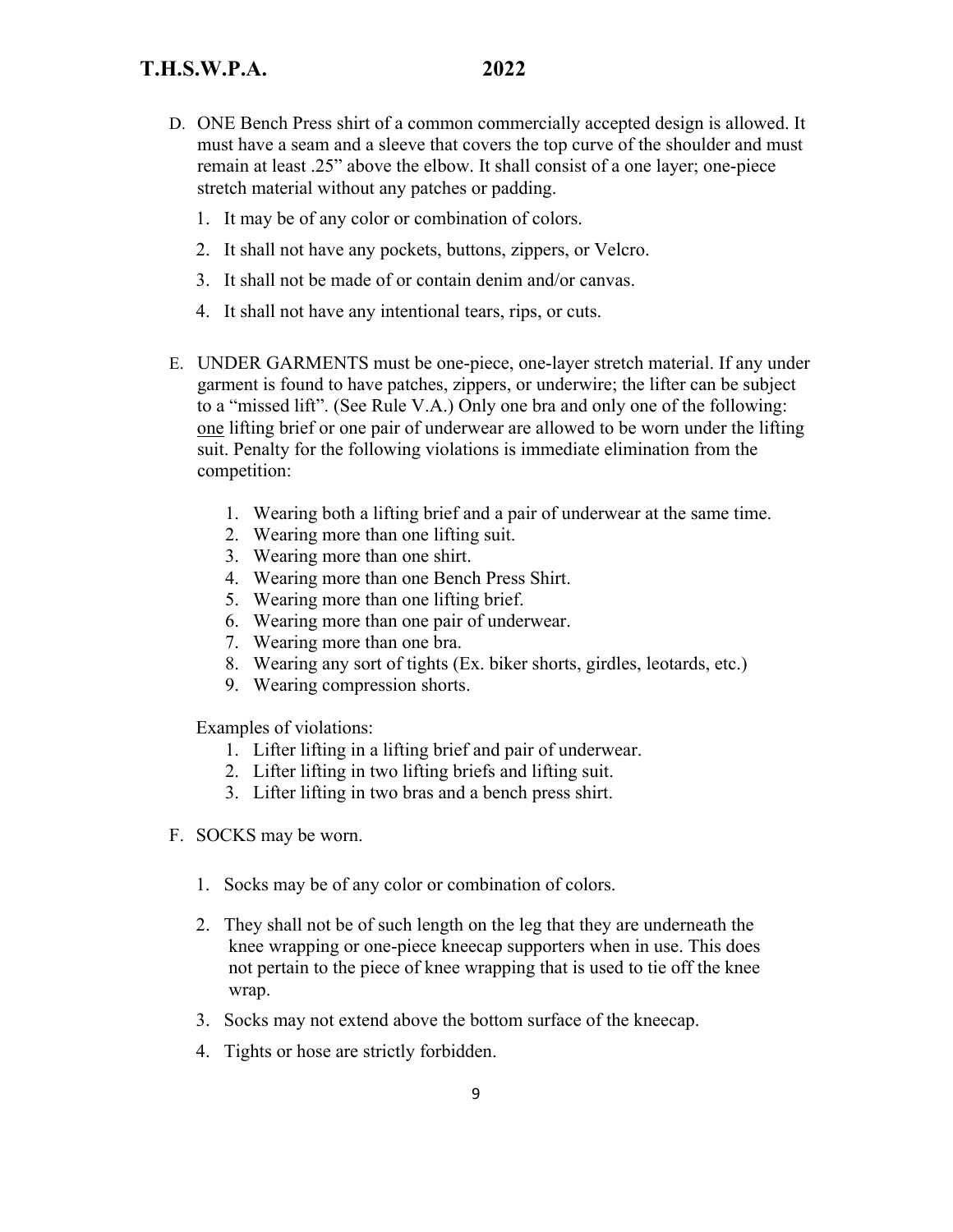D. ONE Bench Press shirt of a common commercially accepted design is allowed. It must have a seam and a sleeve that covers the top curve of the shoulder and must remain at least .25" above the elbow. It shall consist of a one layer; one-piece stretch material without any patches or padding.

   1. It may be of any color or combination of colors.
   2. It shall not have any pockets, buttons, zippers, or Velcro.
   3. It shall not be made of or contain denim and/or canvas.
   4. It shall not have any intentional tears, rips, or cuts.

E. UNDER GARMENTS must be one-piece, one-layer stretch material. If any under garment is found to have patches, zippers, or underwire; the lifter can be subject to a "missed lift". (See Rule V.A.) Only one bra and only one of the following: <u>one</u> lifting brief or one pair of underwear are allowed to be worn under the lifting suit. Penalty for the following violations is immediate elimination from the competition:

   1. Wearing both a lifting brief and a pair of underwear at the same time.
   2. Wearing more than one lifting suit.
   3. Wearing more than one shirt.
   4. Wearing more than one Bench Press Shirt.
   5. Wearing more than one lifting brief.
   6. Wearing more than one pair of underwear.
   7. Wearing more than one bra.
   8. Wearing any sort of tights (Ex. biker shorts, girdles, leotards, etc.)
   9. Wearing compression shorts.

   Examples of violations:

   1. Lifter lifting in a lifting brief and pair of underwear.
   2. Lifter lifting in two lifting briefs and lifting suit.
   3. Lifter lifting in two bras and a bench press shirt.

F. SOCKS may be worn.

   1. Socks may be of any color or combination of colors.
   2. They shall not be of such length on the leg that they are underneath the knee wrapping or one-piece kneecap supporters when in use. This does not pertain to the piece of knee wrapping that is used to tie off the knee wrap.
   3. Socks may not extend above the bottom surface of the kneecap.
   4. Tights or hose are strictly forbidden.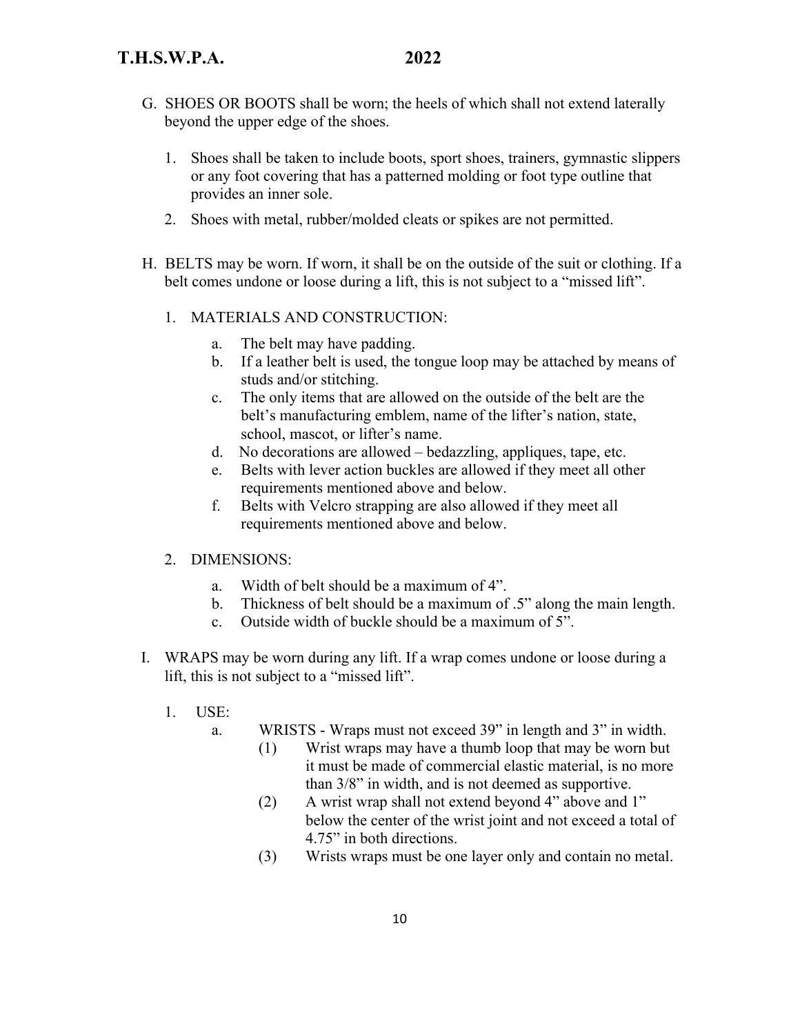G. SHOES OR BOOTS shall be worn; the heels of which shall not extend laterally beyond the upper edge of the shoes.

1. Shoes shall be taken to include boots, sport shoes, trainers, gymnastic slippers or any foot covering that has a patterned molding or foot type outline that provides an inner sole.
2. Shoes with metal, rubber/molded cleats or spikes are not permitted.

H. BELTS may be worn. If worn, it shall be on the outside of the suit or clothing. If a belt comes undone or loose during a lift, this is not subject to a "missed lift".

1. MATERIALS AND CONSTRUCTION:
   a. The belt may have padding.
   b. If a leather belt is used, the tongue loop may be attached by means of studs and/or stitching.
   c. The only items that are allowed on the outside of the belt are the belt's manufacturing emblem, name of the lifter's nation, state, school, mascot, or lifter's name.
   d. No decorations are allowed – bedazzling, appliques, tape, etc.
   e. Belts with lever action buckles are allowed if they meet all other requirements mentioned above and below.
   f. Belts with Velcro strapping are also allowed if they meet all requirements mentioned above and below.

2. DIMENSIONS:
   a. Width of belt should be a maximum of 4".
   b. Thickness of belt should be a maximum of .5" along the main length.
   c. Outside width of buckle should be a maximum of 5".

I. WRAPS may be worn during any lift. If a wrap comes undone or loose during a lift, this is not subject to a "missed lift".

1. USE:
   a. WRISTS - Wraps must not exceed 39" in length and 3" in width.
      (1) Wrist wraps may have a thumb loop that may be worn but it must be made of commercial elastic material, is no more than 3/8" in width, and is not deemed as supportive.
      (2) A wrist wrap shall not extend beyond 4" above and 1" below the center of the wrist joint and not exceed a total of 4.75" in both directions.
      (3) Wrists wraps must be one layer only and contain no metal.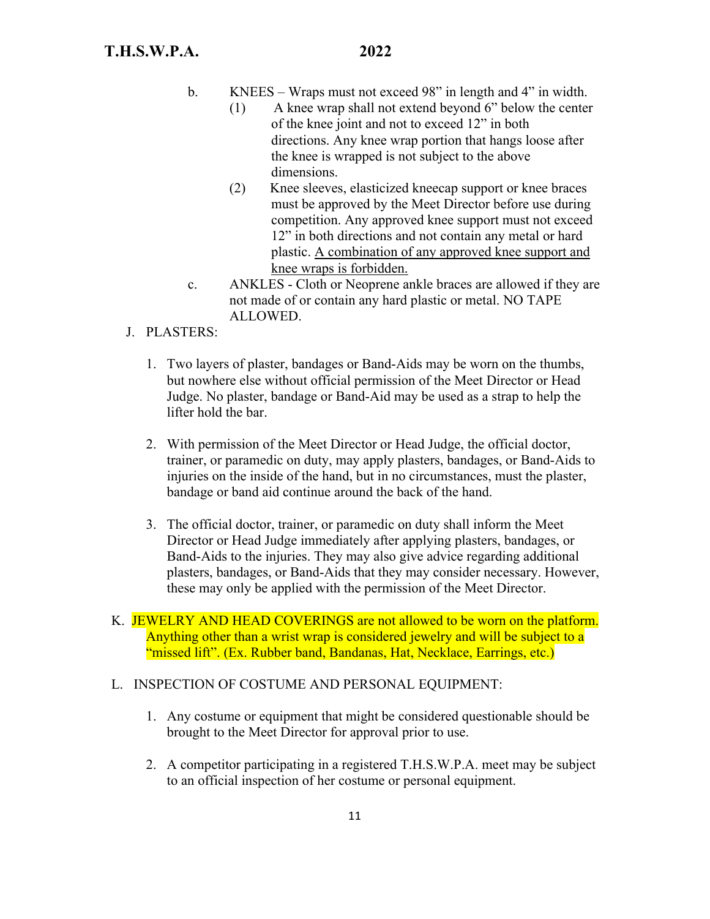b. KNEES – Wraps must not exceed 98" in length and 4" in width.

   (1) A knee wrap shall not extend beyond 6" below the center of the knee joint and not to exceed 12" in both directions. Any knee wrap portion that hangs loose after the knee is wrapped is not subject to the above dimensions.

   (2) Knee sleeves, elasticized kneecap support or knee braces must be approved by the Meet Director before use during competition. Any approved knee support must not exceed 12" in both directions and not contain any metal or hard plastic. <u>A combination of any approved knee support and knee wraps is forbidden.</u>

c. ANKLES - Cloth or Neoprene ankle braces are allowed if they are not made of or contain any hard plastic or metal. NO TAPE ALLOWED.

J. PLASTERS:

1. Two layers of plaster, bandages or Band-Aids may be worn on the thumbs, but nowhere else without official permission of the Meet Director or Head Judge. No plaster, bandage or Band-Aid may be used as a strap to help the lifter hold the bar.

2. With permission of the Meet Director or Head Judge, the official doctor, trainer, or paramedic on duty, may apply plasters, bandages, or Band-Aids to injuries on the inside of the hand, but in no circumstances, must the plaster, bandage or band aid continue around the back of the hand.

3. The official doctor, trainer, or paramedic on duty shall inform the Meet Director or Head Judge immediately after applying plasters, bandages, or Band-Aids to the injuries. They may also give advice regarding additional plasters, bandages, or Band-Aids that they may consider necessary. However, these may only be applied with the permission of the Meet Director.

K. JEWELRY AND HEAD COVERINGS are not allowed to be worn on the platform. Anything other than a wrist wrap is considered jewelry and will be subject to a "missed lift". (Ex. Rubber band, Bandanas, Hat, Necklace, Earrings, etc.)

L. INSPECTION OF COSTUME AND PERSONAL EQUIPMENT:

1. Any costume or equipment that might be considered questionable should be brought to the Meet Director for approval prior to use.

2. A competitor participating in a registered T.H.S.W.P.A. meet may be subject to an official inspection of her costume or personal equipment.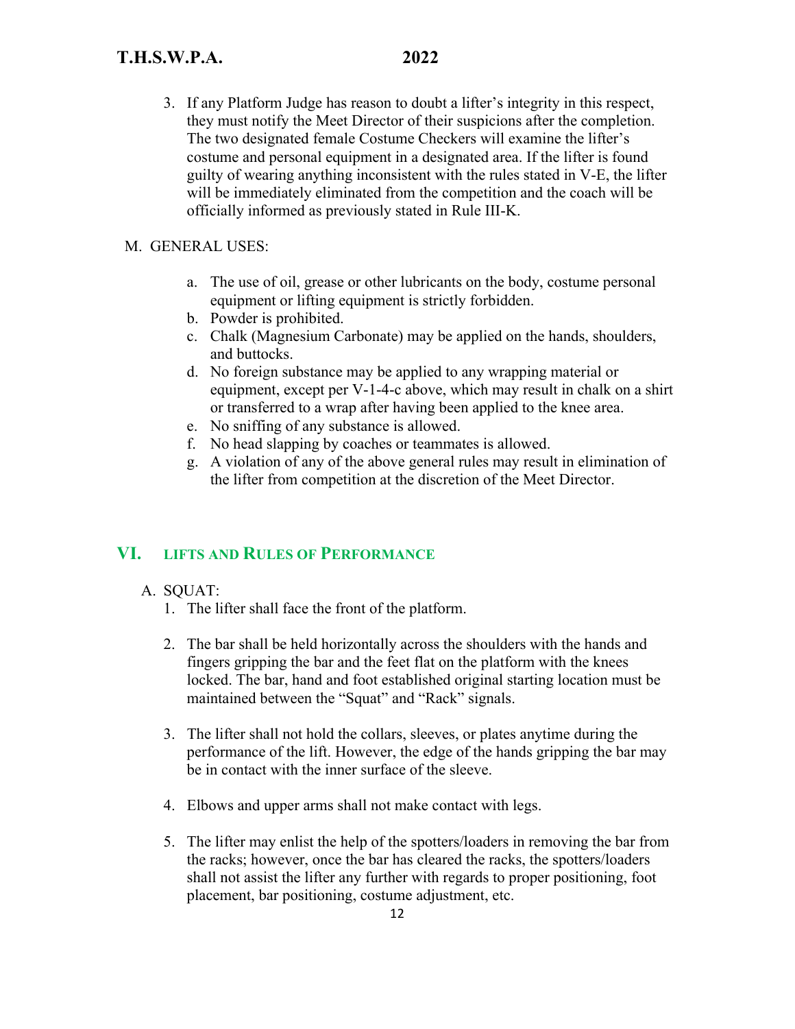3. If any Platform Judge has reason to doubt a lifter's integrity in this respect, they must notify the Meet Director of their suspicions after the completion. The two designated female Costume Checkers will examine the lifter's costume and personal equipment in a designated area. If the lifter is found guilty of wearing anything inconsistent with the rules stated in V-E, the lifter will be immediately eliminated from the competition and the coach will be officially informed as previously stated in Rule III-K.

M. GENERAL USES:

a. The use of oil, grease or other lubricants on the body, costume personal equipment or lifting equipment is strictly forbidden.
b. Powder is prohibited.
c. Chalk (Magnesium Carbonate) may be applied on the hands, shoulders, and buttocks.
d. No foreign substance may be applied to any wrapping material or equipment, except per V-1-4-c above, which may result in chalk on a shirt or transferred to a wrap after having been applied to the knee area.
e. No sniffing of any substance is allowed.
f. No head slapping by coaches or teammates is allowed.
g. A violation of any of the above general rules may result in elimination of the lifter from competition at the discretion of the Meet Director.

## VI. LIFTS AND RULES OF PERFORMANCE

A. SQUAT:

1. The lifter shall face the front of the platform.

2. The bar shall be held horizontally across the shoulders with the hands and fingers gripping the bar and the feet flat on the platform with the knees locked. The bar, hand and foot established original starting location must be maintained between the "Squat" and "Rack" signals.

3. The lifter shall not hold the collars, sleeves, or plates anytime during the performance of the lift. However, the edge of the hands gripping the bar may be in contact with the inner surface of the sleeve.

4. Elbows and upper arms shall not make contact with legs.

5. The lifter may enlist the help of the spotters/loaders in removing the bar from the racks; however, once the bar has cleared the racks, the spotters/loaders shall not assist the lifter any further with regards to proper positioning, foot placement, bar positioning, costume adjustment, etc.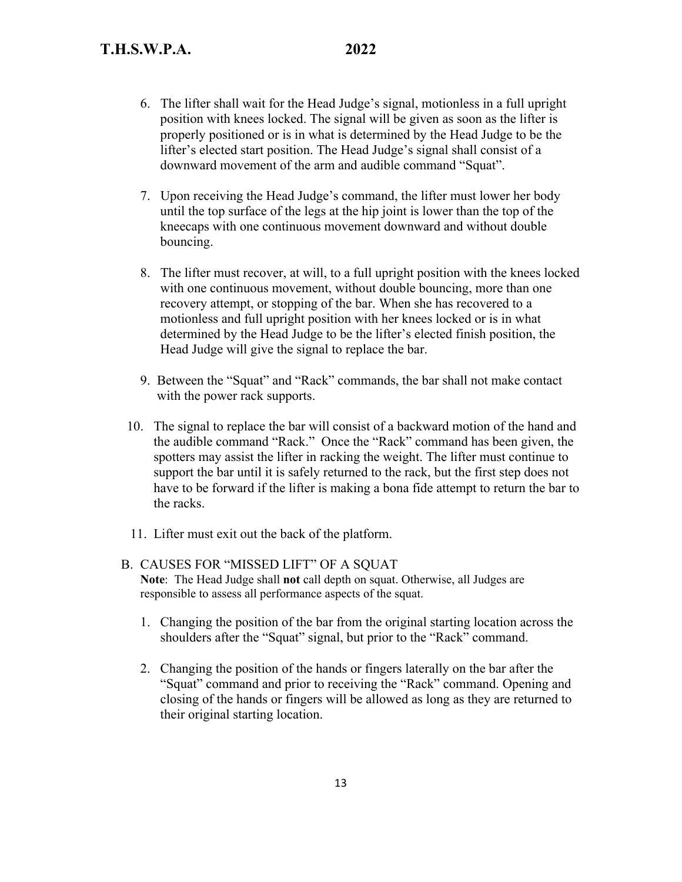6. The lifter shall wait for the Head Judge's signal, motionless in a full upright position with knees locked. The signal will be given as soon as the lifter is properly positioned or is in what is determined by the Head Judge to be the lifter's elected start position. The Head Judge's signal shall consist of a downward movement of the arm and audible command "Squat".

7. Upon receiving the Head Judge's command, the lifter must lower her body until the top surface of the legs at the hip joint is lower than the top of the kneecaps with one continuous movement downward and without double bouncing.

8. The lifter must recover, at will, to a full upright position with the knees locked with one continuous movement, without double bouncing, more than one recovery attempt, or stopping of the bar. When she has recovered to a motionless and full upright position with her knees locked or is in what determined by the Head Judge to be the lifter's elected finish position, the Head Judge will give the signal to replace the bar.

9. Between the "Squat" and "Rack" commands, the bar shall not make contact with the power rack supports.

10. The signal to replace the bar will consist of a backward motion of the hand and the audible command "Rack." Once the "Rack" command has been given, the spotters may assist the lifter in racking the weight. The lifter must continue to support the bar until it is safely returned to the rack, but the first step does not have to be forward if the lifter is making a bona fide attempt to return the bar to the racks.

11. Lifter must exit out the back of the platform.

B. CAUSES FOR "MISSED LIFT" OF A SQUAT

**Note**: The Head Judge shall **not** call depth on squat. Otherwise, all Judges are responsible to assess all performance aspects of the squat.

1. Changing the position of the bar from the original starting location across the shoulders after the "Squat" signal, but prior to the "Rack" command.

2. Changing the position of the hands or fingers laterally on the bar after the "Squat" command and prior to receiving the "Rack" command. Opening and closing of the hands or fingers will be allowed as long as they are returned to their original starting location.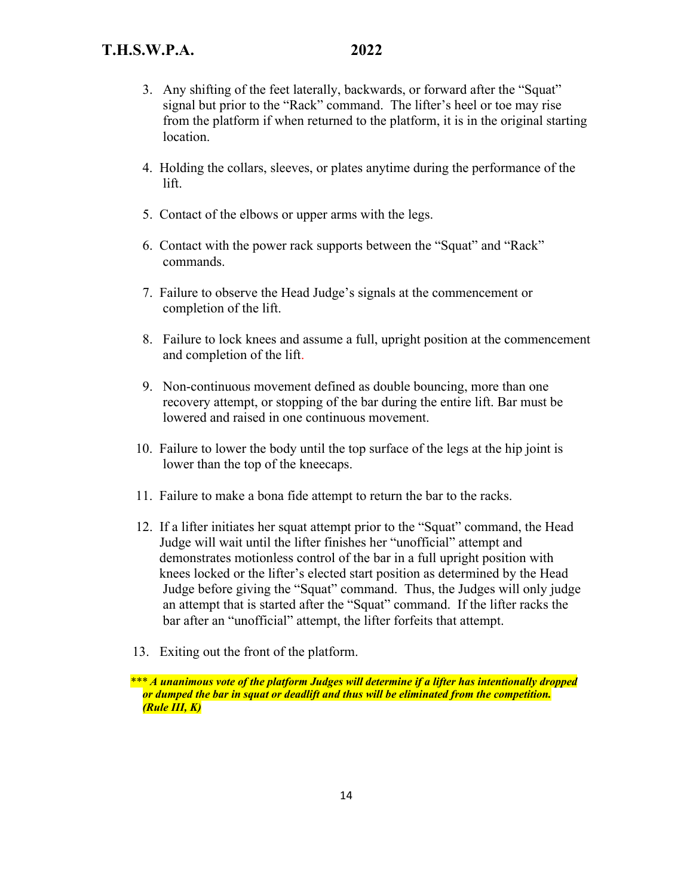3. Any shifting of the feet laterally, backwards, or forward after the "Squat" signal but prior to the "Rack" command. The lifter's heel or toe may rise from the platform if when returned to the platform, it is in the original starting location.

4. Holding the collars, sleeves, or plates anytime during the performance of the lift.

5. Contact of the elbows or upper arms with the legs.

6. Contact with the power rack supports between the "Squat" and "Rack" commands.

7. Failure to observe the Head Judge's signals at the commencement or completion of the lift.

8. Failure to lock knees and assume a full, upright position at the commencement and completion of the lift.

9. Non-continuous movement defined as double bouncing, more than one recovery attempt, or stopping of the bar during the entire lift. Bar must be lowered and raised in one continuous movement.

10. Failure to lower the body until the top surface of the legs at the hip joint is lower than the top of the kneecaps.

11. Failure to make a bona fide attempt to return the bar to the racks.

12. If a lifter initiates her squat attempt prior to the "Squat" command, the Head Judge will wait until the lifter finishes her "unofficial" attempt and demonstrates motionless control of the bar in a full upright position with knees locked or the lifter's elected start position as determined by the Head Judge before giving the "Squat" command. Thus, the Judges will only judge an attempt that is started after the "Squat" command. If the lifter racks the bar after an "unofficial" attempt, the lifter forfeits that attempt.

13. Exiting out the front of the platform.

*** ***A unanimous vote of the platform Judges will determine if a lifter has intentionally dropped or dumped the bar in squat or deadlift and thus will be eliminated from the competition. (Rule III, K)***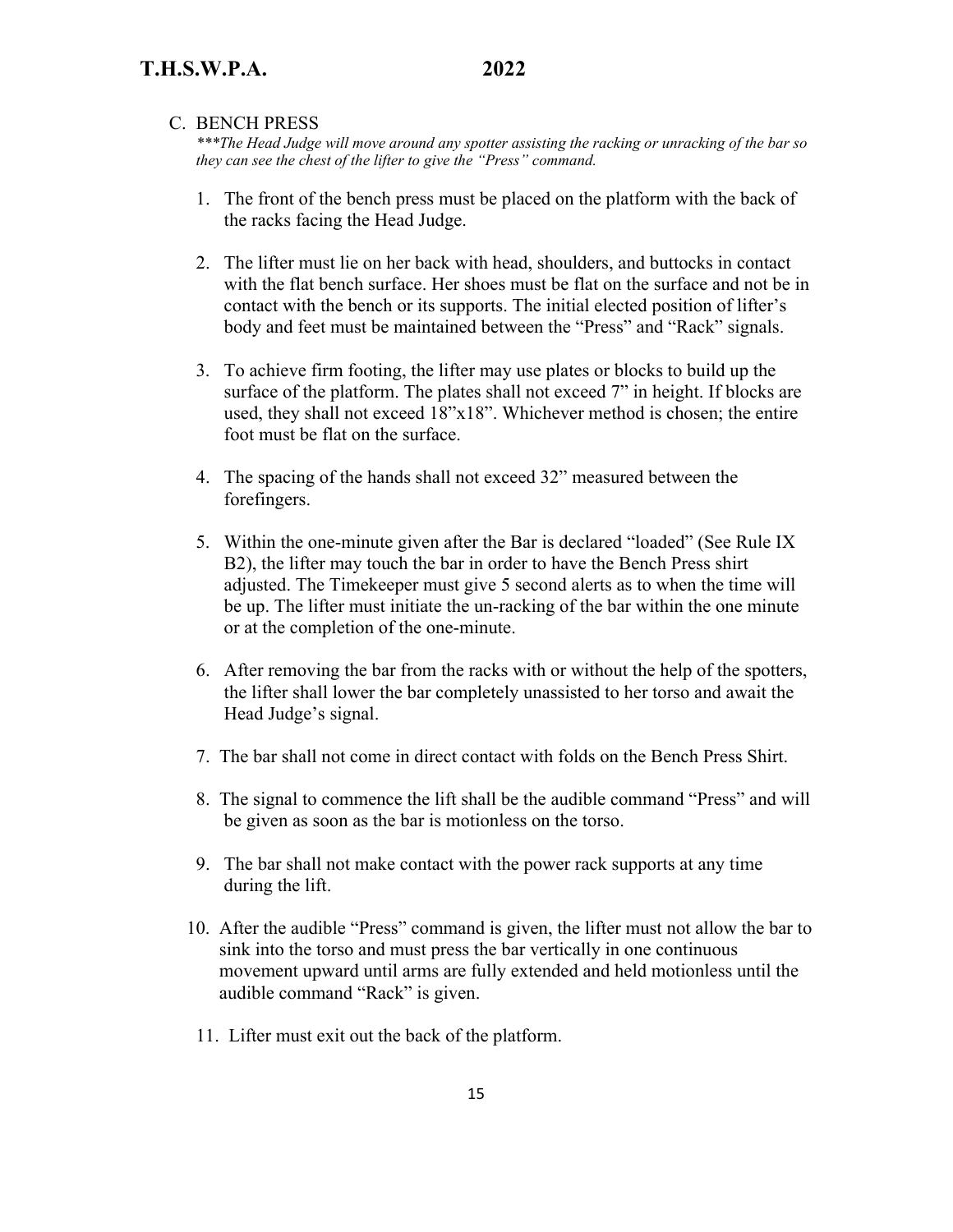### C. BENCH PRESS

****The Head Judge will move around any spotter assisting the racking or unracking of the bar so they can see the chest of the lifter to give the "Press" command.*

1. The front of the bench press must be placed on the platform with the back of the racks facing the Head Judge.

2. The lifter must lie on her back with head, shoulders, and buttocks in contact with the flat bench surface. Her shoes must be flat on the surface and not be in contact with the bench or its supports. The initial elected position of lifter's body and feet must be maintained between the "Press" and "Rack" signals.

3. To achieve firm footing, the lifter may use plates or blocks to build up the surface of the platform. The plates shall not exceed 7" in height. If blocks are used, they shall not exceed 18"x18". Whichever method is chosen; the entire foot must be flat on the surface.

4. The spacing of the hands shall not exceed 32" measured between the forefingers.

5. Within the one-minute given after the Bar is declared "loaded" (See Rule IX B2), the lifter may touch the bar in order to have the Bench Press shirt adjusted. The Timekeeper must give 5 second alerts as to when the time will be up. The lifter must initiate the un-racking of the bar within the one minute or at the completion of the one-minute.

6. After removing the bar from the racks with or without the help of the spotters, the lifter shall lower the bar completely unassisted to her torso and await the Head Judge's signal.

7. The bar shall not come in direct contact with folds on the Bench Press Shirt.

8. The signal to commence the lift shall be the audible command "Press" and will be given as soon as the bar is motionless on the torso.

9. The bar shall not make contact with the power rack supports at any time during the lift.

10. After the audible "Press" command is given, the lifter must not allow the bar to sink into the torso and must press the bar vertically in one continuous movement upward until arms are fully extended and held motionless until the audible command "Rack" is given.

11. Lifter must exit out the back of the platform.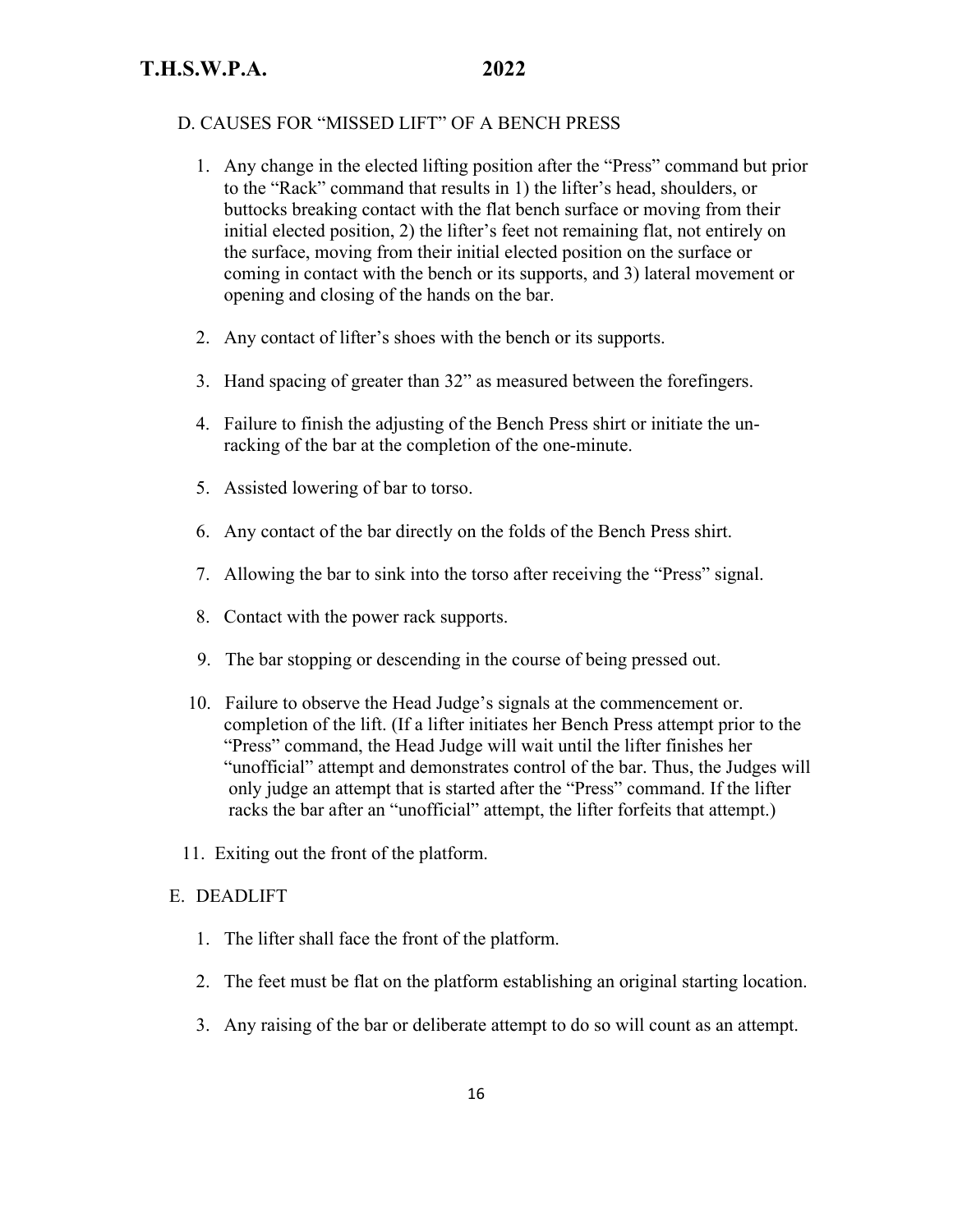D. CAUSES FOR "MISSED LIFT" OF A BENCH PRESS

1. Any change in the elected lifting position after the "Press" command but prior to the "Rack" command that results in 1) the lifter's head, shoulders, or buttocks breaking contact with the flat bench surface or moving from their initial elected position, 2) the lifter's feet not remaining flat, not entirely on the surface, moving from their initial elected position on the surface or coming in contact with the bench or its supports, and 3) lateral movement or opening and closing of the hands on the bar.
2. Any contact of lifter's shoes with the bench or its supports.
3. Hand spacing of greater than 32" as measured between the forefingers.
4. Failure to finish the adjusting of the Bench Press shirt or initiate the un-racking of the bar at the completion of the one-minute.
5. Assisted lowering of bar to torso.
6. Any contact of the bar directly on the folds of the Bench Press shirt.
7. Allowing the bar to sink into the torso after receiving the "Press" signal.
8. Contact with the power rack supports.
9. The bar stopping or descending in the course of being pressed out.
10. Failure to observe the Head Judge's signals at the commencement or. completion of the lift. (If a lifter initiates her Bench Press attempt prior to the "Press" command, the Head Judge will wait until the lifter finishes her "unofficial" attempt and demonstrates control of the bar. Thus, the Judges will only judge an attempt that is started after the "Press" command. If the lifter racks the bar after an "unofficial" attempt, the lifter forfeits that attempt.)
11. Exiting out the front of the platform.

E. DEADLIFT

1. The lifter shall face the front of the platform.
2. The feet must be flat on the platform establishing an original starting location.
3. Any raising of the bar or deliberate attempt to do so will count as an attempt.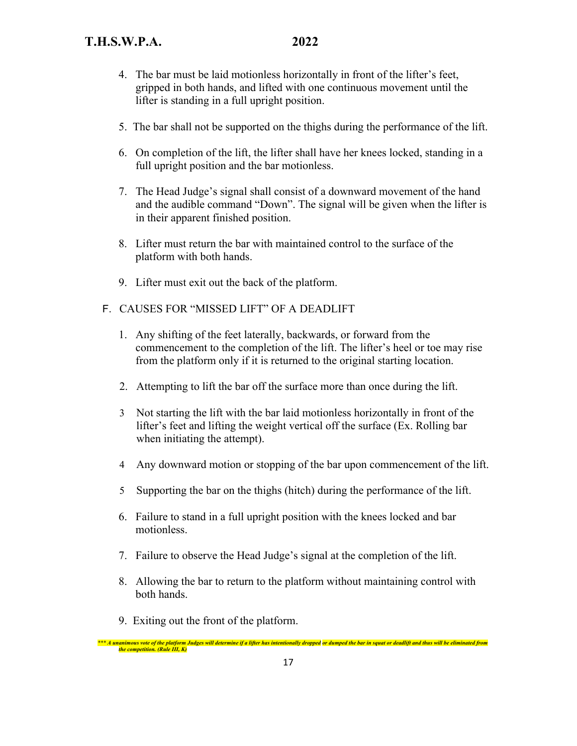4. The bar must be laid motionless horizontally in front of the lifter's feet, gripped in both hands, and lifted with one continuous movement until the lifter is standing in a full upright position.

5. The bar shall not be supported on the thighs during the performance of the lift.

6. On completion of the lift, the lifter shall have her knees locked, standing in a full upright position and the bar motionless.

7. The Head Judge's signal shall consist of a downward movement of the hand and the audible command "Down". The signal will be given when the lifter is in their apparent finished position.

8. Lifter must return the bar with maintained control to the surface of the platform with both hands.

9. Lifter must exit out the back of the platform.

F. CAUSES FOR "MISSED LIFT" OF A DEADLIFT

1. Any shifting of the feet laterally, backwards, or forward from the commencement to the completion of the lift. The lifter's heel or toe may rise from the platform only if it is returned to the original starting location.

2. Attempting to lift the bar off the surface more than once during the lift.

3. Not starting the lift with the bar laid motionless horizontally in front of the lifter's feet and lifting the weight vertical off the surface (Ex. Rolling bar when initiating the attempt).

4. Any downward motion or stopping of the bar upon commencement of the lift.

5. Supporting the bar on the thighs (hitch) during the performance of the lift.

6. Failure to stand in a full upright position with the knees locked and bar motionless.

7. Failure to observe the Head Judge's signal at the completion of the lift.

8. Allowing the bar to return to the platform without maintaining control with both hands.

9. Exiting out the front of the platform.

***\*\*\* A unanimous vote of the platform Judges will determine if a lifter has intentionally dropped or dumped the bar in squat or deadlift and thus will be eliminated from the competition. (Rule III, K)***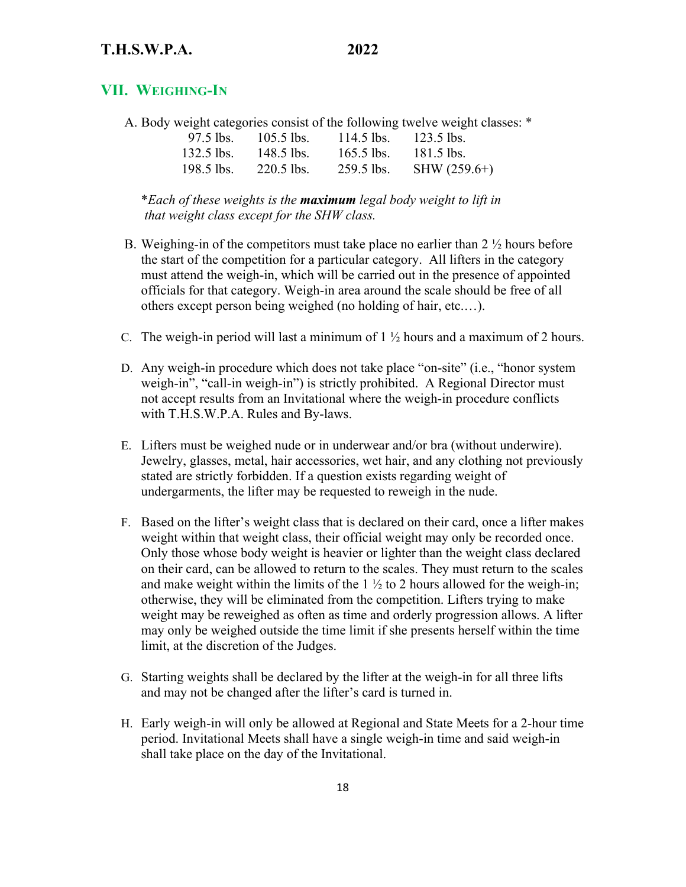## VII. WEIGHING-IN

A. Body weight categories consist of the following twelve weight classes: *

| | | | |
|---|---|---|---|
| 97.5 lbs. | 105.5 lbs. | 114.5 lbs. | 123.5 lbs. |
| 132.5 lbs. | 148.5 lbs. | 165.5 lbs. | 181.5 lbs. |
| 198.5 lbs. | 220.5 lbs. | 259.5 lbs. | SHW (259.6+) |

*\*Each of these weights is the **maximum** legal body weight to lift in that weight class except for the SHW class.*

B. Weighing-in of the competitors must take place no earlier than 2 ½ hours before the start of the competition for a particular category. All lifters in the category must attend the weigh-in, which will be carried out in the presence of appointed officials for that category. Weigh-in area around the scale should be free of all others except person being weighed (no holding of hair, etc.…).

C. The weigh-in period will last a minimum of 1 ½ hours and a maximum of 2 hours.

D. Any weigh-in procedure which does not take place "on-site" (i.e., "honor system weigh-in", "call-in weigh-in") is strictly prohibited. A Regional Director must not accept results from an Invitational where the weigh-in procedure conflicts with T.H.S.W.P.A. Rules and By-laws.

E. Lifters must be weighed nude or in underwear and/or bra (without underwire). Jewelry, glasses, metal, hair accessories, wet hair, and any clothing not previously stated are strictly forbidden. If a question exists regarding weight of undergarments, the lifter may be requested to reweigh in the nude.

F. Based on the lifter's weight class that is declared on their card, once a lifter makes weight within that weight class, their official weight may only be recorded once. Only those whose body weight is heavier or lighter than the weight class declared on their card, can be allowed to return to the scales. They must return to the scales and make weight within the limits of the 1 ½ to 2 hours allowed for the weigh-in; otherwise, they will be eliminated from the competition. Lifters trying to make weight may be reweighed as often as time and orderly progression allows. A lifter may only be weighed outside the time limit if she presents herself within the time limit, at the discretion of the Judges.

G. Starting weights shall be declared by the lifter at the weigh-in for all three lifts and may not be changed after the lifter's card is turned in.

H. Early weigh-in will only be allowed at Regional and State Meets for a 2-hour time period. Invitational Meets shall have a single weigh-in time and said weigh-in shall take place on the day of the Invitational.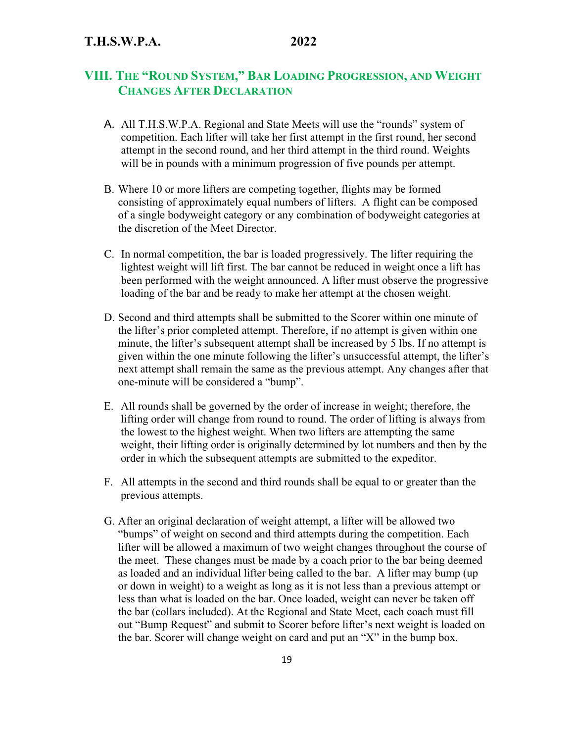## VIII. The "Round System," Bar Loading Progression, and Weight Changes After Declaration

A. All T.H.S.W.P.A. Regional and State Meets will use the "rounds" system of competition. Each lifter will take her first attempt in the first round, her second attempt in the second round, and her third attempt in the third round. Weights will be in pounds with a minimum progression of five pounds per attempt.

B. Where 10 or more lifters are competing together, flights may be formed consisting of approximately equal numbers of lifters. A flight can be composed of a single bodyweight category or any combination of bodyweight categories at the discretion of the Meet Director.

C. In normal competition, the bar is loaded progressively. The lifter requiring the lightest weight will lift first. The bar cannot be reduced in weight once a lift has been performed with the weight announced. A lifter must observe the progressive loading of the bar and be ready to make her attempt at the chosen weight.

D. Second and third attempts shall be submitted to the Scorer within one minute of the lifter's prior completed attempt. Therefore, if no attempt is given within one minute, the lifter's subsequent attempt shall be increased by 5 lbs. If no attempt is given within the one minute following the lifter's unsuccessful attempt, the lifter's next attempt shall remain the same as the previous attempt. Any changes after that one-minute will be considered a "bump".

E. All rounds shall be governed by the order of increase in weight; therefore, the lifting order will change from round to round. The order of lifting is always from the lowest to the highest weight. When two lifters are attempting the same weight, their lifting order is originally determined by lot numbers and then by the order in which the subsequent attempts are submitted to the expeditor.

F. All attempts in the second and third rounds shall be equal to or greater than the previous attempts.

G. After an original declaration of weight attempt, a lifter will be allowed two "bumps" of weight on second and third attempts during the competition. Each lifter will be allowed a maximum of two weight changes throughout the course of the meet. These changes must be made by a coach prior to the bar being deemed as loaded and an individual lifter being called to the bar. A lifter may bump (up or down in weight) to a weight as long as it is not less than a previous attempt or less than what is loaded on the bar. Once loaded, weight can never be taken off the bar (collars included). At the Regional and State Meet, each coach must fill out "Bump Request" and submit to Scorer before lifter's next weight is loaded on the bar. Scorer will change weight on card and put an "X" in the bump box.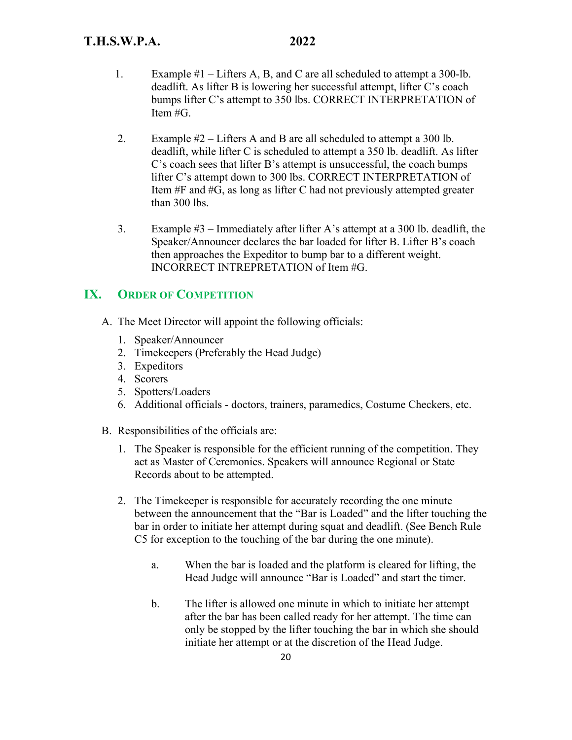1. Example #1 – Lifters A, B, and C are all scheduled to attempt a 300-lb. deadlift. As lifter B is lowering her successful attempt, lifter C's coach bumps lifter C's attempt to 350 lbs. CORRECT INTERPRETATION of Item #G.

2. Example #2 – Lifters A and B are all scheduled to attempt a 300 lb. deadlift, while lifter C is scheduled to attempt a 350 lb. deadlift. As lifter C's coach sees that lifter B's attempt is unsuccessful, the coach bumps lifter C's attempt down to 300 lbs. CORRECT INTERPRETATION of Item #F and #G, as long as lifter C had not previously attempted greater than 300 lbs.

3. Example #3 – Immediately after lifter A's attempt at a 300 lb. deadlift, the Speaker/Announcer declares the bar loaded for lifter B. Lifter B's coach then approaches the Expeditor to bump bar to a different weight. INCORRECT INTREPRETATION of Item #G.

## IX. Order of Competition

A. The Meet Director will appoint the following officials:

1. Speaker/Announcer
2. Timekeepers (Preferably the Head Judge)
3. Expeditors
4. Scorers
5. Spotters/Loaders
6. Additional officials - doctors, trainers, paramedics, Costume Checkers, etc.

B. Responsibilities of the officials are:

1. The Speaker is responsible for the efficient running of the competition. They act as Master of Ceremonies. Speakers will announce Regional or State Records about to be attempted.

2. The Timekeeper is responsible for accurately recording the one minute between the announcement that the "Bar is Loaded" and the lifter touching the bar in order to initiate her attempt during squat and deadlift. (See Bench Rule C5 for exception to the touching of the bar during the one minute).

   a. When the bar is loaded and the platform is cleared for lifting, the Head Judge will announce "Bar is Loaded" and start the timer.

   b. The lifter is allowed one minute in which to initiate her attempt after the bar has been called ready for her attempt. The time can only be stopped by the lifter touching the bar in which she should initiate her attempt or at the discretion of the Head Judge.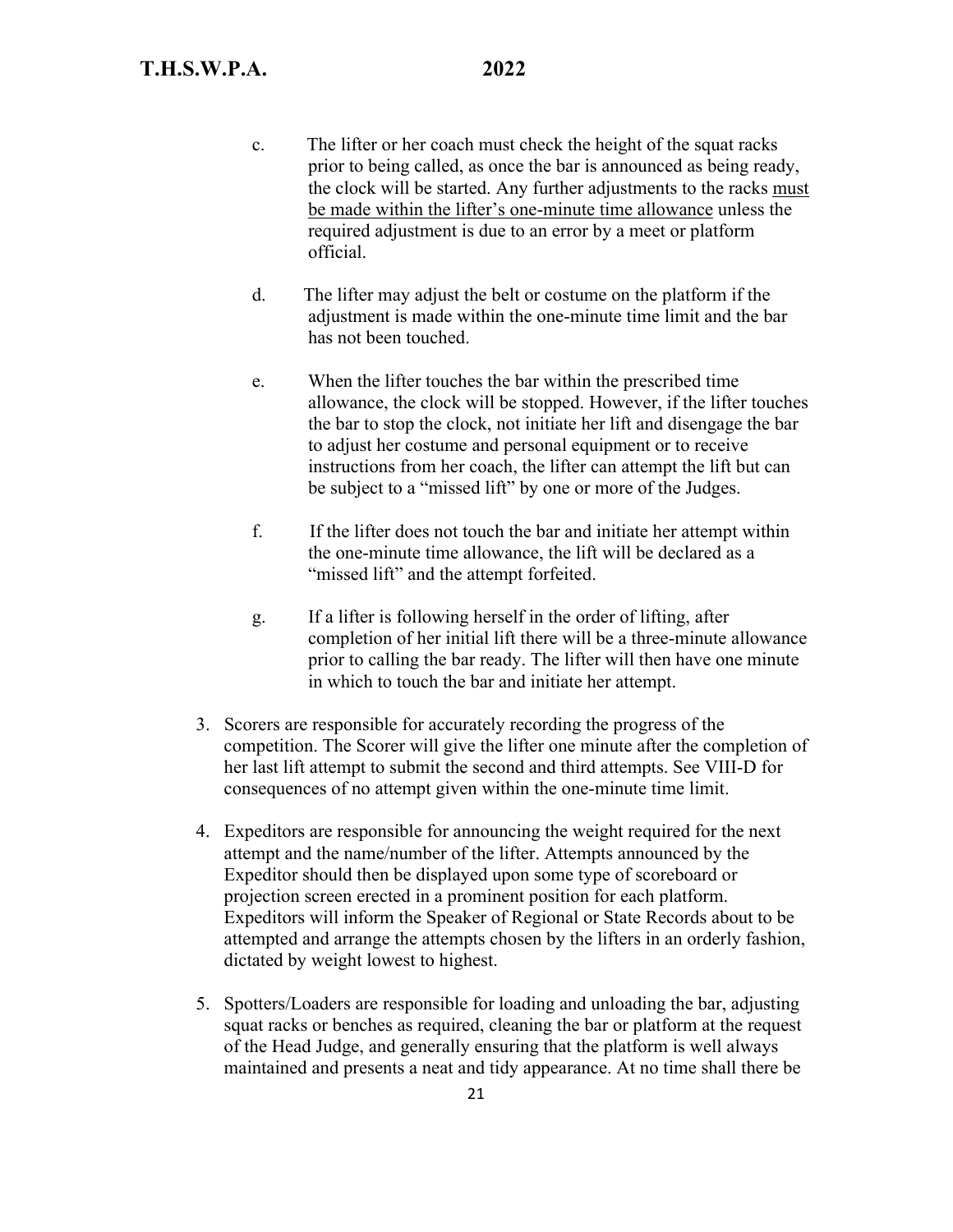c. The lifter or her coach must check the height of the squat racks prior to being called, as once the bar is announced as being ready, the clock will be started. Any further adjustments to the racks <u>must be made within the lifter's one-minute time allowance</u> unless the required adjustment is due to an error by a meet or platform official.

d. The lifter may adjust the belt or costume on the platform if the adjustment is made within the one-minute time limit and the bar has not been touched.

e. When the lifter touches the bar within the prescribed time allowance, the clock will be stopped. However, if the lifter touches the bar to stop the clock, not initiate her lift and disengage the bar to adjust her costume and personal equipment or to receive instructions from her coach, the lifter can attempt the lift but can be subject to a "missed lift" by one or more of the Judges.

f. If the lifter does not touch the bar and initiate her attempt within the one-minute time allowance, the lift will be declared as a "missed lift" and the attempt forfeited.

g. If a lifter is following herself in the order of lifting, after completion of her initial lift there will be a three-minute allowance prior to calling the bar ready. The lifter will then have one minute in which to touch the bar and initiate her attempt.

3. Scorers are responsible for accurately recording the progress of the competition. The Scorer will give the lifter one minute after the completion of her last lift attempt to submit the second and third attempts. See VIII-D for consequences of no attempt given within the one-minute time limit.

4. Expeditors are responsible for announcing the weight required for the next attempt and the name/number of the lifter. Attempts announced by the Expeditor should then be displayed upon some type of scoreboard or projection screen erected in a prominent position for each platform. Expeditors will inform the Speaker of Regional or State Records about to be attempted and arrange the attempts chosen by the lifters in an orderly fashion, dictated by weight lowest to highest.

5. Spotters/Loaders are responsible for loading and unloading the bar, adjusting squat racks or benches as required, cleaning the bar or platform at the request of the Head Judge, and generally ensuring that the platform is well always maintained and presents a neat and tidy appearance. At no time shall there be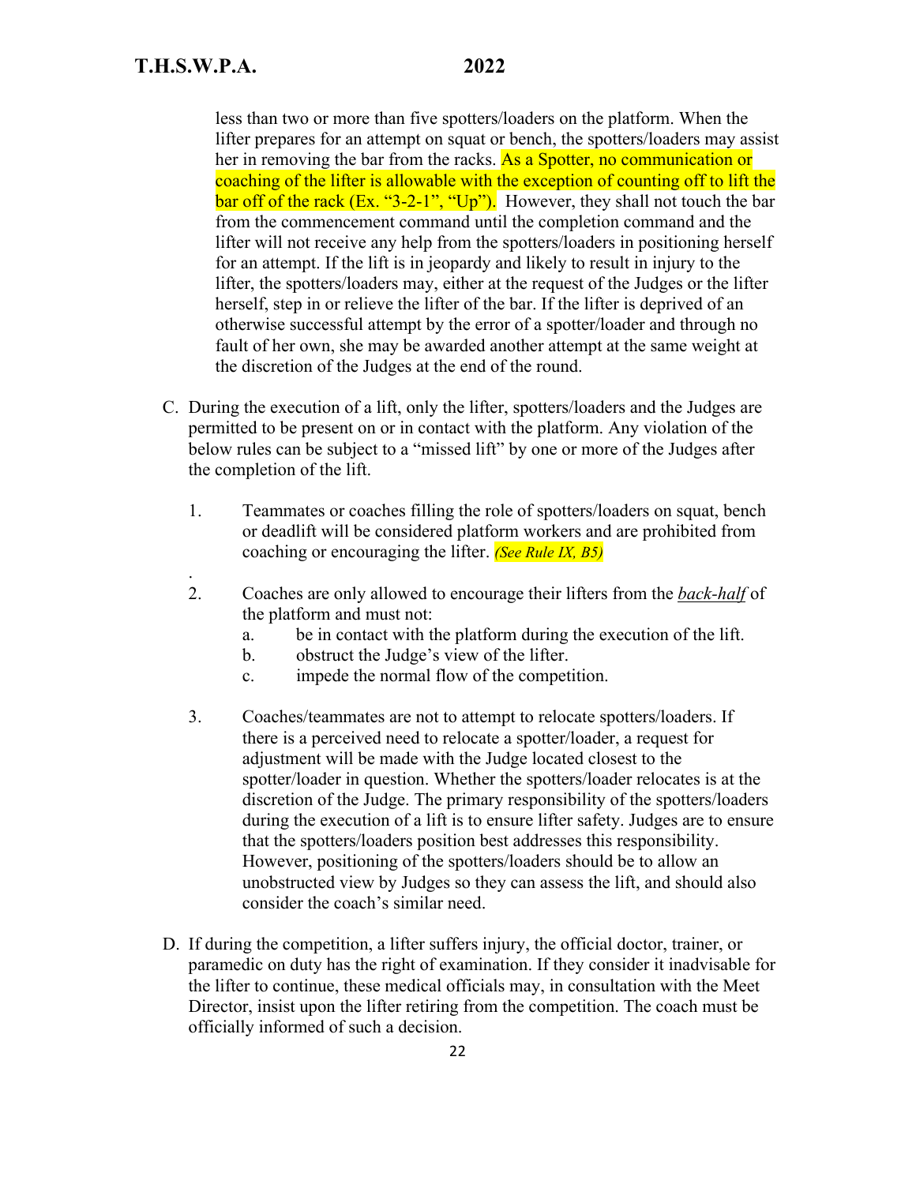less than two or more than five spotters/loaders on the platform. When the lifter prepares for an attempt on squat or bench, the spotters/loaders may assist her in removing the bar from the racks. As a Spotter, no communication or coaching of the lifter is allowable with the exception of counting off to lift the bar off of the rack (Ex. "3-2-1", "Up"). However, they shall not touch the bar from the commencement command until the completion command and the lifter will not receive any help from the spotters/loaders in positioning herself for an attempt. If the lift is in jeopardy and likely to result in injury to the lifter, the spotters/loaders may, either at the request of the Judges or the lifter herself, step in or relieve the lifter of the bar. If the lifter is deprived of an otherwise successful attempt by the error of a spotter/loader and through no fault of her own, she may be awarded another attempt at the same weight at the discretion of the Judges at the end of the round.

C. During the execution of a lift, only the lifter, spotters/loaders and the Judges are permitted to be present on or in contact with the platform. Any violation of the below rules can be subject to a "missed lift" by one or more of the Judges after the completion of the lift.

1. Teammates or coaches filling the role of spotters/loaders on squat, bench or deadlift will be considered platform workers and are prohibited from coaching or encouraging the lifter. *(See Rule IX, B5)*

2. Coaches are only allowed to encourage their lifters from the ***back-half*** of the platform and must not:
   a. be in contact with the platform during the execution of the lift.
   b. obstruct the Judge's view of the lifter.
   c. impede the normal flow of the competition.

3. Coaches/teammates are not to attempt to relocate spotters/loaders. If there is a perceived need to relocate a spotter/loader, a request for adjustment will be made with the Judge located closest to the spotter/loader in question. Whether the spotters/loader relocates is at the discretion of the Judge. The primary responsibility of the spotters/loaders during the execution of a lift is to ensure lifter safety. Judges are to ensure that the spotters/loaders position best addresses this responsibility. However, positioning of the spotters/loaders should be to allow an unobstructed view by Judges so they can assess the lift, and should also consider the coach's similar need.

D. If during the competition, a lifter suffers injury, the official doctor, trainer, or paramedic on duty has the right of examination. If they consider it inadvisable for the lifter to continue, these medical officials may, in consultation with the Meet Director, insist upon the lifter retiring from the competition. The coach must be officially informed of such a decision.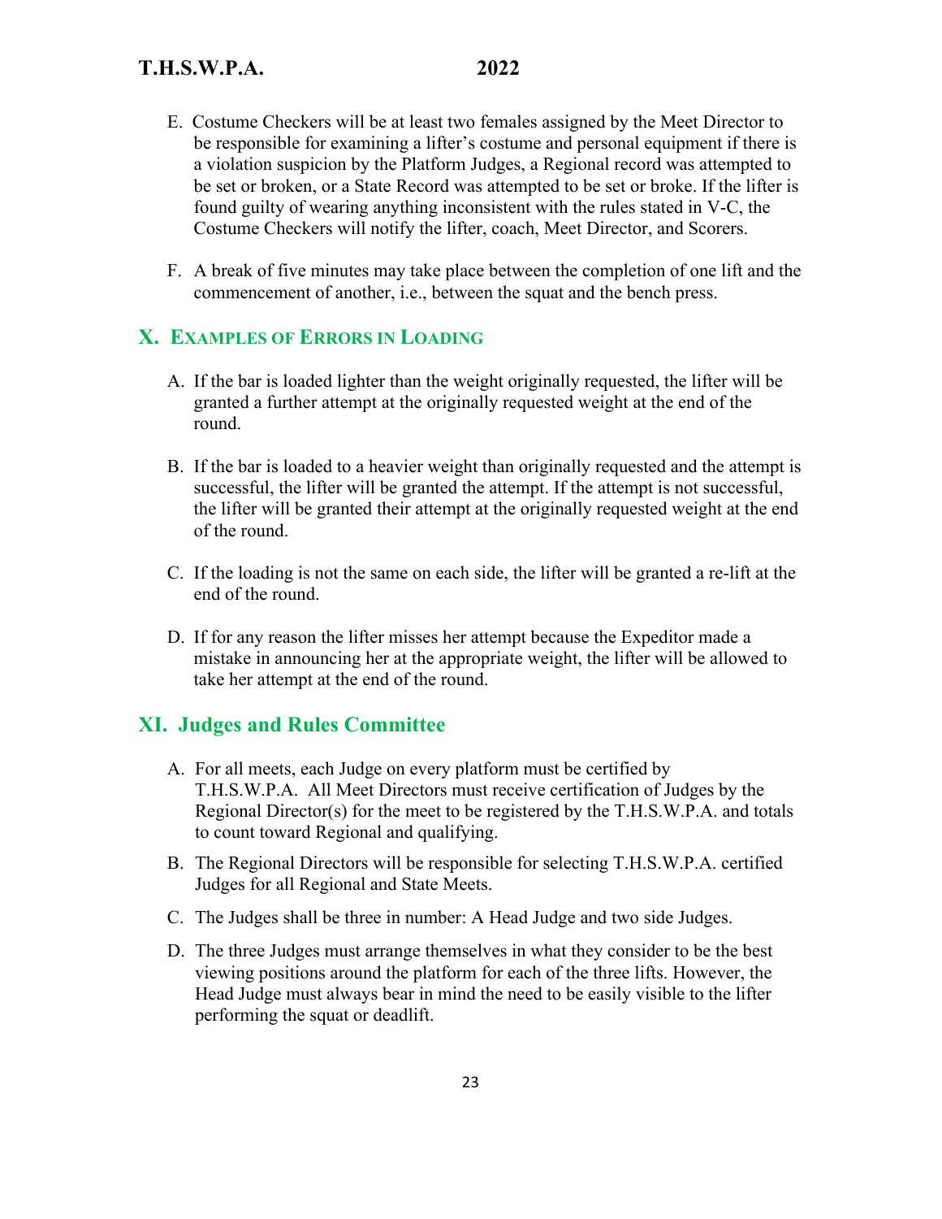E. Costume Checkers will be at least two females assigned by the Meet Director to be responsible for examining a lifter's costume and personal equipment if there is a violation suspicion by the Platform Judges, a Regional record was attempted to be set or broken, or a State Record was attempted to be set or broke. If the lifter is found guilty of wearing anything inconsistent with the rules stated in V-C, the Costume Checkers will notify the lifter, coach, Meet Director, and Scorers.

F. A break of five minutes may take place between the completion of one lift and the commencement of another, i.e., between the squat and the bench press.

## X. Examples of Errors in Loading

A. If the bar is loaded lighter than the weight originally requested, the lifter will be granted a further attempt at the originally requested weight at the end of the round.

B. If the bar is loaded to a heavier weight than originally requested and the attempt is successful, the lifter will be granted the attempt. If the attempt is not successful, the lifter will be granted their attempt at the originally requested weight at the end of the round.

C. If the loading is not the same on each side, the lifter will be granted a re-lift at the end of the round.

D. If for any reason the lifter misses her attempt because the Expeditor made a mistake in announcing her at the appropriate weight, the lifter will be allowed to take her attempt at the end of the round.

## XI. Judges and Rules Committee

A. For all meets, each Judge on every platform must be certified by T.H.S.W.P.A. All Meet Directors must receive certification of Judges by the Regional Director(s) for the meet to be registered by the T.H.S.W.P.A. and totals to count toward Regional and qualifying.

B. The Regional Directors will be responsible for selecting T.H.S.W.P.A. certified Judges for all Regional and State Meets.

C. The Judges shall be three in number: A Head Judge and two side Judges.

D. The three Judges must arrange themselves in what they consider to be the best viewing positions around the platform for each of the three lifts. However, the Head Judge must always bear in mind the need to be easily visible to the lifter performing the squat or deadlift.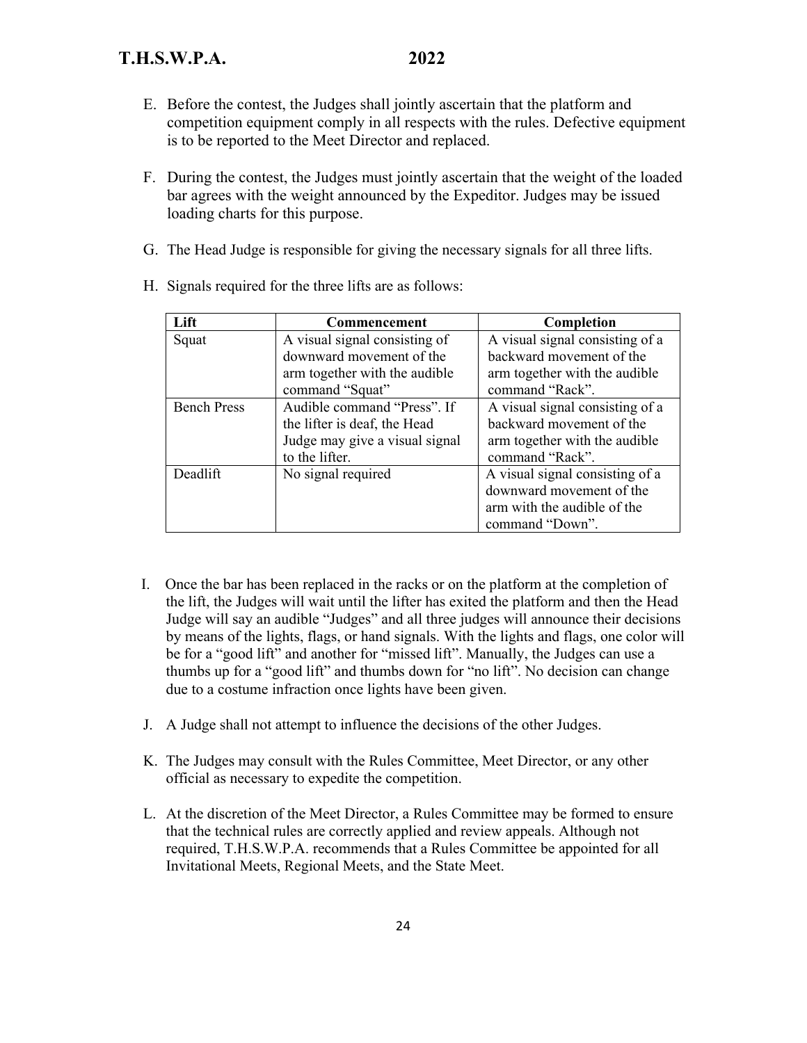E. Before the contest, the Judges shall jointly ascertain that the platform and competition equipment comply in all respects with the rules. Defective equipment is to be reported to the Meet Director and replaced.

F. During the contest, the Judges must jointly ascertain that the weight of the loaded bar agrees with the weight announced by the Expeditor. Judges may be issued loading charts for this purpose.

G. The Head Judge is responsible for giving the necessary signals for all three lifts.

H. Signals required for the three lifts are as follows:

| Lift | Commencement | Completion |
|---|---|---|
| Squat | A visual signal consisting of downward movement of the arm together with the audible command "Squat" | A visual signal consisting of a backward movement of the arm together with the audible command "Rack". |
| Bench Press | Audible command "Press". If the lifter is deaf, the Head Judge may give a visual signal to the lifter. | A visual signal consisting of a backward movement of the arm together with the audible command "Rack". |
| Deadlift | No signal required | A visual signal consisting of a downward movement of the arm with the audible of the command "Down". |

I. Once the bar has been replaced in the racks or on the platform at the completion of the lift, the Judges will wait until the lifter has exited the platform and then the Head Judge will say an audible "Judges" and all three judges will announce their decisions by means of the lights, flags, or hand signals. With the lights and flags, one color will be for a "good lift" and another for "missed lift". Manually, the Judges can use a thumbs up for a "good lift" and thumbs down for "no lift". No decision can change due to a costume infraction once lights have been given.

J. A Judge shall not attempt to influence the decisions of the other Judges.

K. The Judges may consult with the Rules Committee, Meet Director, or any other official as necessary to expedite the competition.

L. At the discretion of the Meet Director, a Rules Committee may be formed to ensure that the technical rules are correctly applied and review appeals. Although not required, T.H.S.W.P.A. recommends that a Rules Committee be appointed for all Invitational Meets, Regional Meets, and the State Meet.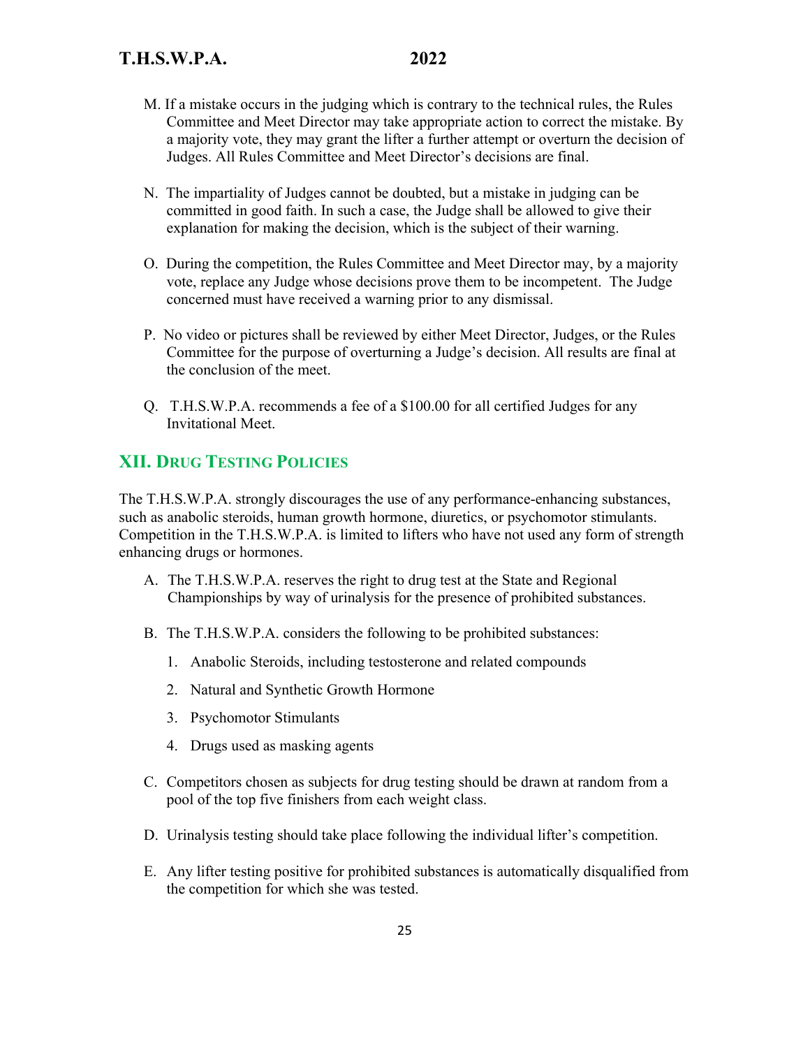M. If a mistake occurs in the judging which is contrary to the technical rules, the Rules Committee and Meet Director may take appropriate action to correct the mistake. By a majority vote, they may grant the lifter a further attempt or overturn the decision of Judges. All Rules Committee and Meet Director's decisions are final.

N. The impartiality of Judges cannot be doubted, but a mistake in judging can be committed in good faith. In such a case, the Judge shall be allowed to give their explanation for making the decision, which is the subject of their warning.

O. During the competition, the Rules Committee and Meet Director may, by a majority vote, replace any Judge whose decisions prove them to be incompetent. The Judge concerned must have received a warning prior to any dismissal.

P. No video or pictures shall be reviewed by either Meet Director, Judges, or the Rules Committee for the purpose of overturning a Judge's decision. All results are final at the conclusion of the meet.

Q. T.H.S.W.P.A. recommends a fee of a $100.00 for all certified Judges for any Invitational Meet.

## XII. Drug Testing Policies

The T.H.S.W.P.A. strongly discourages the use of any performance-enhancing substances, such as anabolic steroids, human growth hormone, diuretics, or psychomotor stimulants. Competition in the T.H.S.W.P.A. is limited to lifters who have not used any form of strength enhancing drugs or hormones.

A. The T.H.S.W.P.A. reserves the right to drug test at the State and Regional Championships by way of urinalysis for the presence of prohibited substances.

B. The T.H.S.W.P.A. considers the following to be prohibited substances:

1. Anabolic Steroids, including testosterone and related compounds
2. Natural and Synthetic Growth Hormone
3. Psychomotor Stimulants
4. Drugs used as masking agents

C. Competitors chosen as subjects for drug testing should be drawn at random from a pool of the top five finishers from each weight class.

D. Urinalysis testing should take place following the individual lifter's competition.

E. Any lifter testing positive for prohibited substances is automatically disqualified from the competition for which she was tested.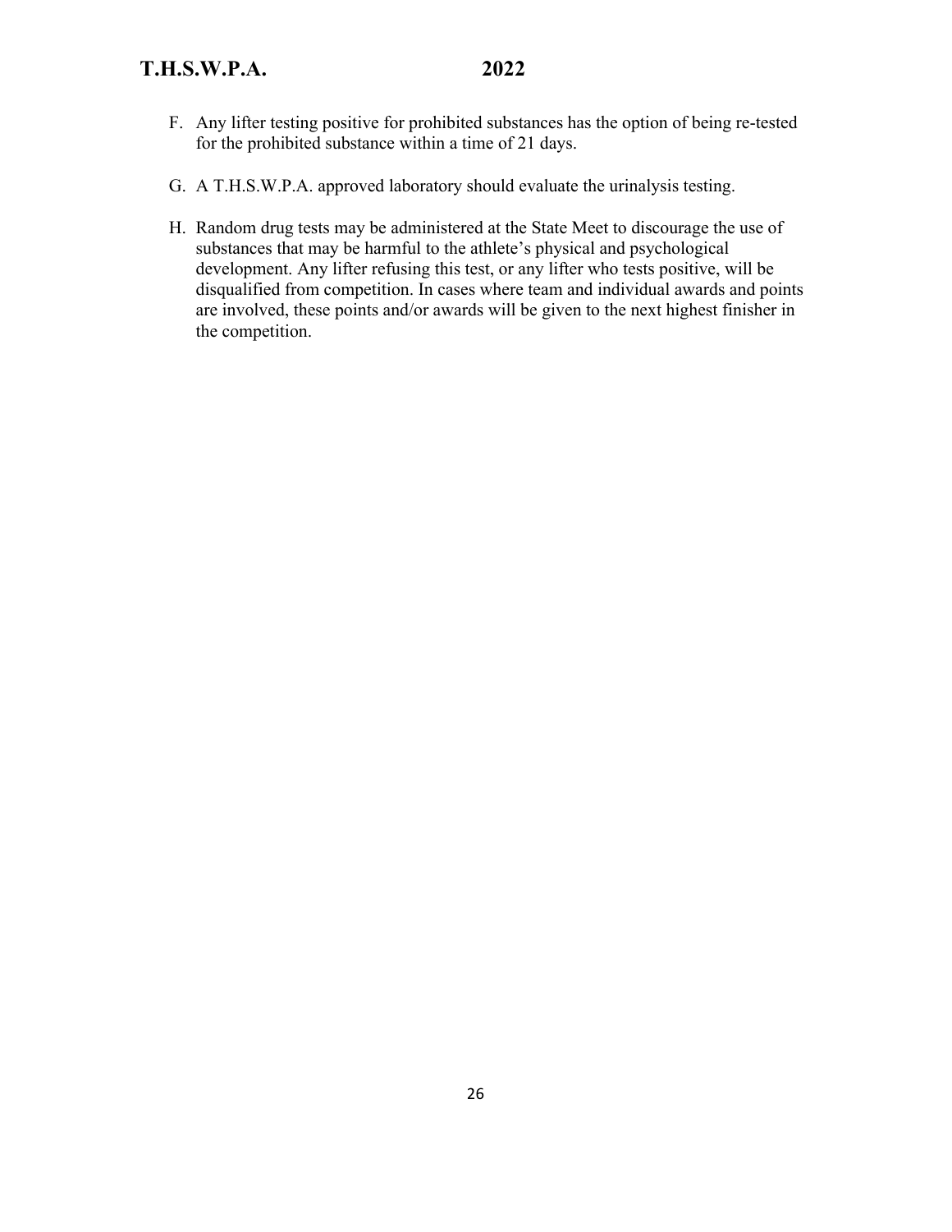F. Any lifter testing positive for prohibited substances has the option of being re-tested for the prohibited substance within a time of 21 days.

G. A T.H.S.W.P.A. approved laboratory should evaluate the urinalysis testing.

H. Random drug tests may be administered at the State Meet to discourage the use of substances that may be harmful to the athlete's physical and psychological development. Any lifter refusing this test, or any lifter who tests positive, will be disqualified from competition. In cases where team and individual awards and points are involved, these points and/or awards will be given to the next highest finisher in the competition.